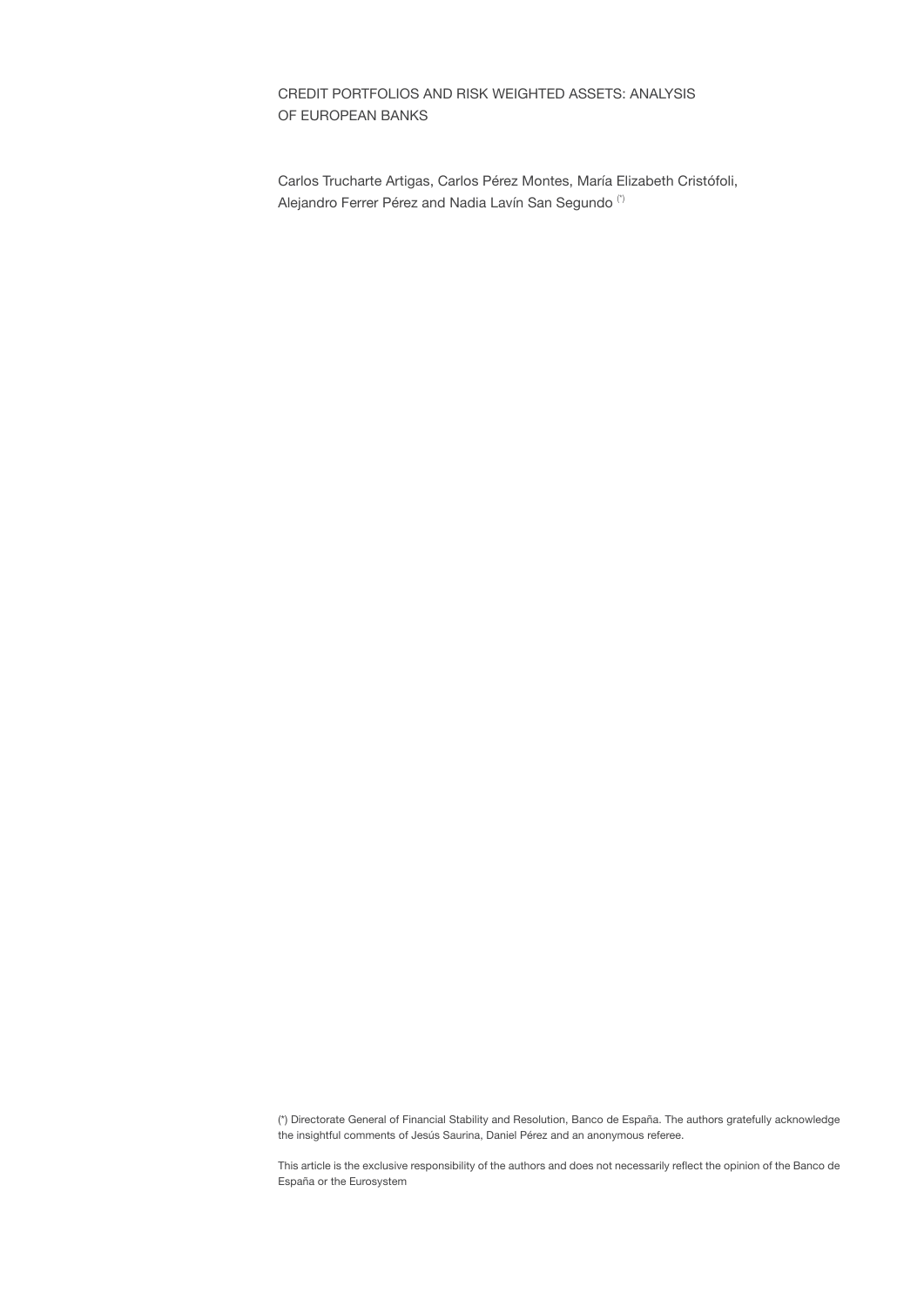# CREDIT PORTFOLIOS AND RISK WEIGHTED ASSETS: ANALYSIS OF EUROPEAN BANKS

Carlos Trucharte Artigas, Carlos Pérez Montes, María Elizabeth Cristófoli, Alejandro Ferrer Pérez and Nadia Lavín San Segundo (*)

(*) Directorate General of Financial Stability and Resolution, Banco de España. The authors gratefully acknowledge the insightful comments of Jesús Saurina, Daniel Pérez and an anonymous referee.

This article is the exclusive responsibility of the authors and does not necessarily reflect the opinion of the Banco de España or the Eurosystem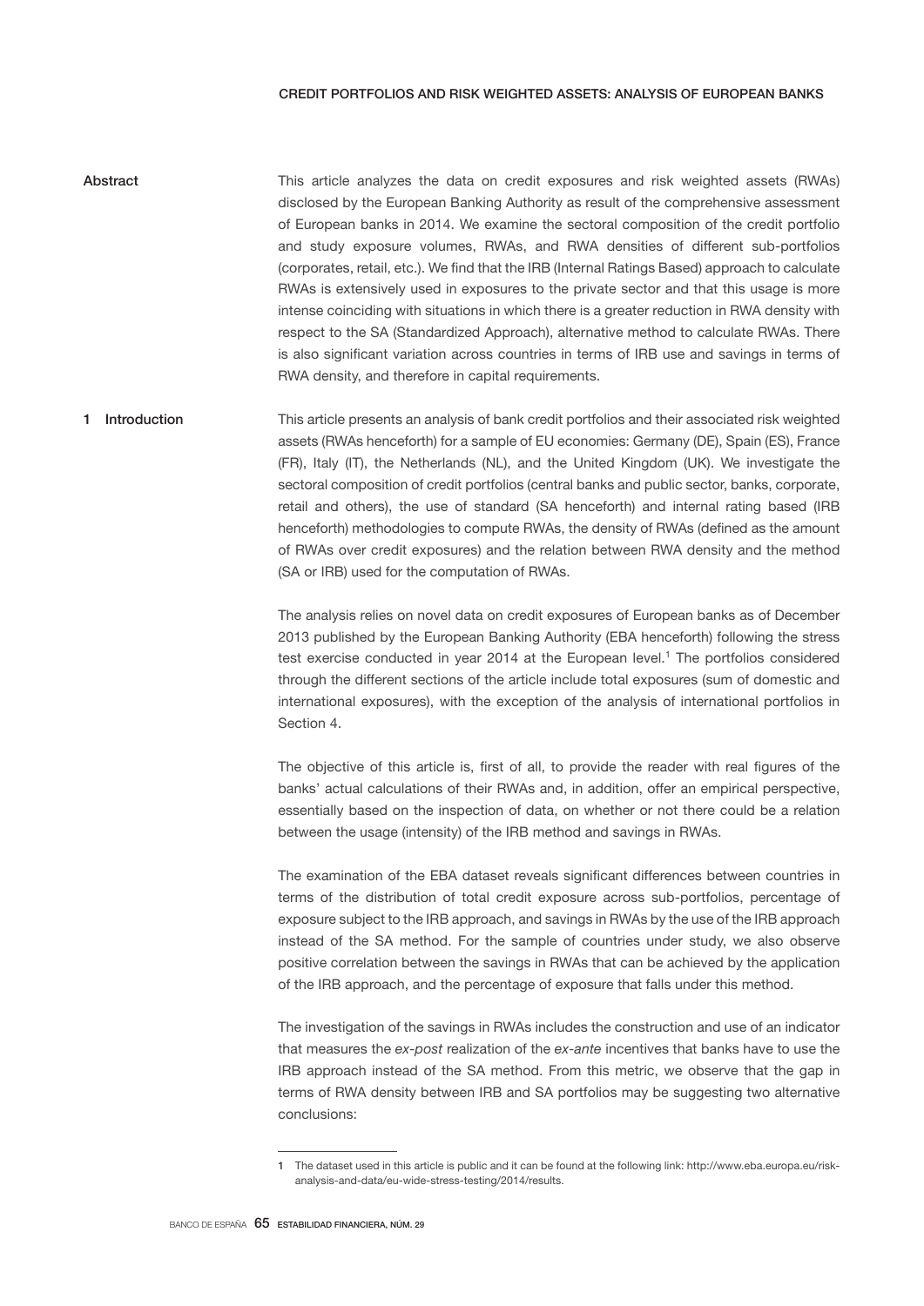# CREDIT PORTFOLIOS AND RISK WEIGHTED ASSETS: ANALYSIS OF EUROPEAN BANKS

## Abstract

This article analyzes the data on credit exposures and risk weighted assets (RWAs) disclosed by the European Banking Authority as result of the comprehensive assessment of European banks in 2014. We examine the sectoral composition of the credit portfolio and study exposure volumes, RWAs, and RWA densities of different sub-portfolios (corporates, retail, etc.). We find that the IRB (Internal Ratings Based) approach to calculate RWAs is extensively used in exposures to the private sector and that this usage is more intense coinciding with situations in which there is a greater reduction in RWA density with respect to the SA (Standardized Approach), alternative method to calculate RWAs. There is also significant variation across countries in terms of IRB use and savings in terms of RWA density, and therefore in capital requirements.

## 1 Introduction

This article presents an analysis of bank credit portfolios and their associated risk weighted assets (RWAs henceforth) for a sample of EU economies: Germany (DE), Spain (ES), France (FR), Italy (IT), the Netherlands (NL), and the United Kingdom (UK). We investigate the sectoral composition of credit portfolios (central banks and public sector, banks, corporate, retail and others), the use of standard (SA henceforth) and internal rating based (IRB henceforth) methodologies to compute RWAs, the density of RWAs (defined as the amount of RWAs over credit exposures) and the relation between RWA density and the method (SA or IRB) used for the computation of RWAs.

The analysis relies on novel data on credit exposures of European banks as of December 2013 published by the European Banking Authority (EBA henceforth) following the stress test exercise conducted in year 2014 at the European level.[1] The portfolios considered through the different sections of the article include total exposures (sum of domestic and international exposures), with the exception of the analysis of international portfolios in Section 4.

The objective of this article is, first of all, to provide the reader with real figures of the banks' actual calculations of their RWAs and, in addition, offer an empirical perspective, essentially based on the inspection of data, on whether or not there could be a relation between the usage (intensity) of the IRB method and savings in RWAs.

The examination of the EBA dataset reveals significant differences between countries in terms of the distribution of total credit exposure across sub-portfolios, percentage of exposure subject to the IRB approach, and savings in RWAs by the use of the IRB approach instead of the SA method. For the sample of countries under study, we also observe positive correlation between the savings in RWAs that can be achieved by the application of the IRB approach, and the percentage of exposure that falls under this method.

The investigation of the savings in RWAs includes the construction and use of an indicator that measures the *ex-post* realization of the *ex-ante* incentives that banks have to use the IRB approach instead of the SA method. From this metric, we observe that the gap in terms of RWA density between IRB and SA portfolios may be suggesting two alternative conclusions:

[1] The dataset used in this article is public and it can be found at the following link: http://www.eba.europa.eu/risk-analysis-and-data/eu-wide-stress-testing/2014/results.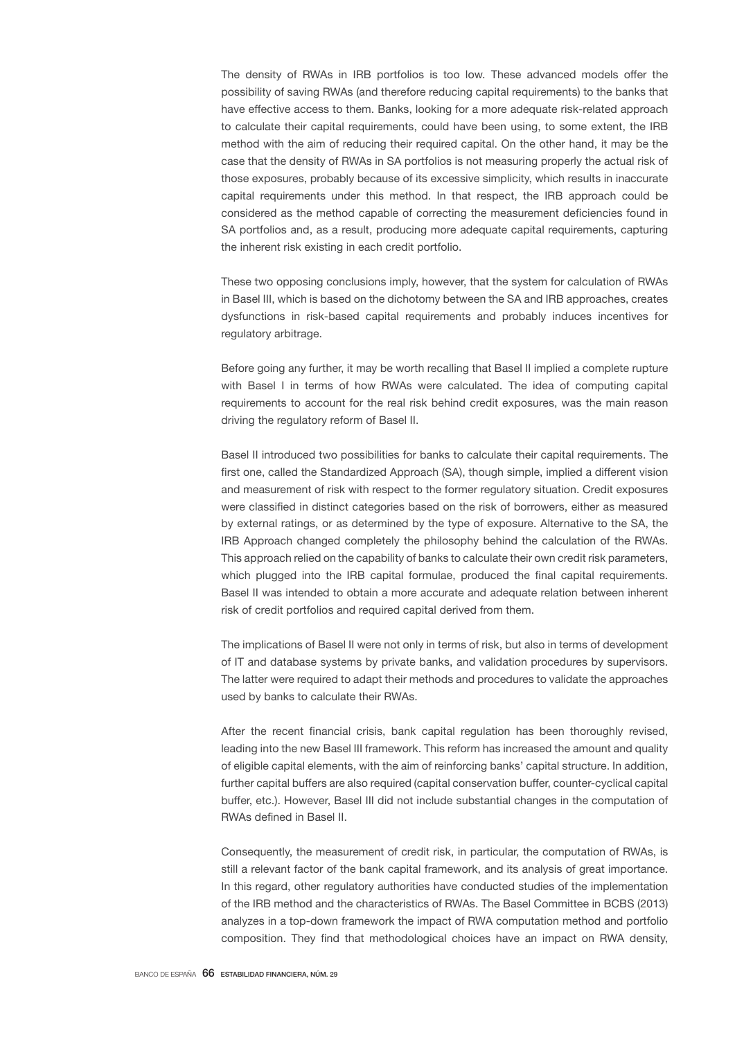The density of RWAs in IRB portfolios is too low. These advanced models offer the possibility of saving RWAs (and therefore reducing capital requirements) to the banks that have effective access to them. Banks, looking for a more adequate risk-related approach to calculate their capital requirements, could have been using, to some extent, the IRB method with the aim of reducing their required capital. On the other hand, it may be the case that the density of RWAs in SA portfolios is not measuring properly the actual risk of those exposures, probably because of its excessive simplicity, which results in inaccurate capital requirements under this method. In that respect, the IRB approach could be considered as the method capable of correcting the measurement deficiencies found in SA portfolios and, as a result, producing more adequate capital requirements, capturing the inherent risk existing in each credit portfolio.

These two opposing conclusions imply, however, that the system for calculation of RWAs in Basel III, which is based on the dichotomy between the SA and IRB approaches, creates dysfunctions in risk-based capital requirements and probably induces incentives for regulatory arbitrage.

Before going any further, it may be worth recalling that Basel II implied a complete rupture with Basel I in terms of how RWAs were calculated. The idea of computing capital requirements to account for the real risk behind credit exposures, was the main reason driving the regulatory reform of Basel II.

Basel II introduced two possibilities for banks to calculate their capital requirements. The first one, called the Standardized Approach (SA), though simple, implied a different vision and measurement of risk with respect to the former regulatory situation. Credit exposures were classified in distinct categories based on the risk of borrowers, either as measured by external ratings, or as determined by the type of exposure. Alternative to the SA, the IRB Approach changed completely the philosophy behind the calculation of the RWAs. This approach relied on the capability of banks to calculate their own credit risk parameters, which plugged into the IRB capital formulae, produced the final capital requirements. Basel II was intended to obtain a more accurate and adequate relation between inherent risk of credit portfolios and required capital derived from them.

The implications of Basel II were not only in terms of risk, but also in terms of development of IT and database systems by private banks, and validation procedures by supervisors. The latter were required to adapt their methods and procedures to validate the approaches used by banks to calculate their RWAs.

After the recent financial crisis, bank capital regulation has been thoroughly revised, leading into the new Basel III framework. This reform has increased the amount and quality of eligible capital elements, with the aim of reinforcing banks' capital structure. In addition, further capital buffers are also required (capital conservation buffer, counter-cyclical capital buffer, etc.). However, Basel III did not include substantial changes in the computation of RWAs defined in Basel II.

Consequently, the measurement of credit risk, in particular, the computation of RWAs, is still a relevant factor of the bank capital framework, and its analysis of great importance. In this regard, other regulatory authorities have conducted studies of the implementation of the IRB method and the characteristics of RWAs. The Basel Committee in BCBS (2013) analyzes in a top-down framework the impact of RWA computation method and portfolio composition. They find that methodological choices have an impact on RWA density,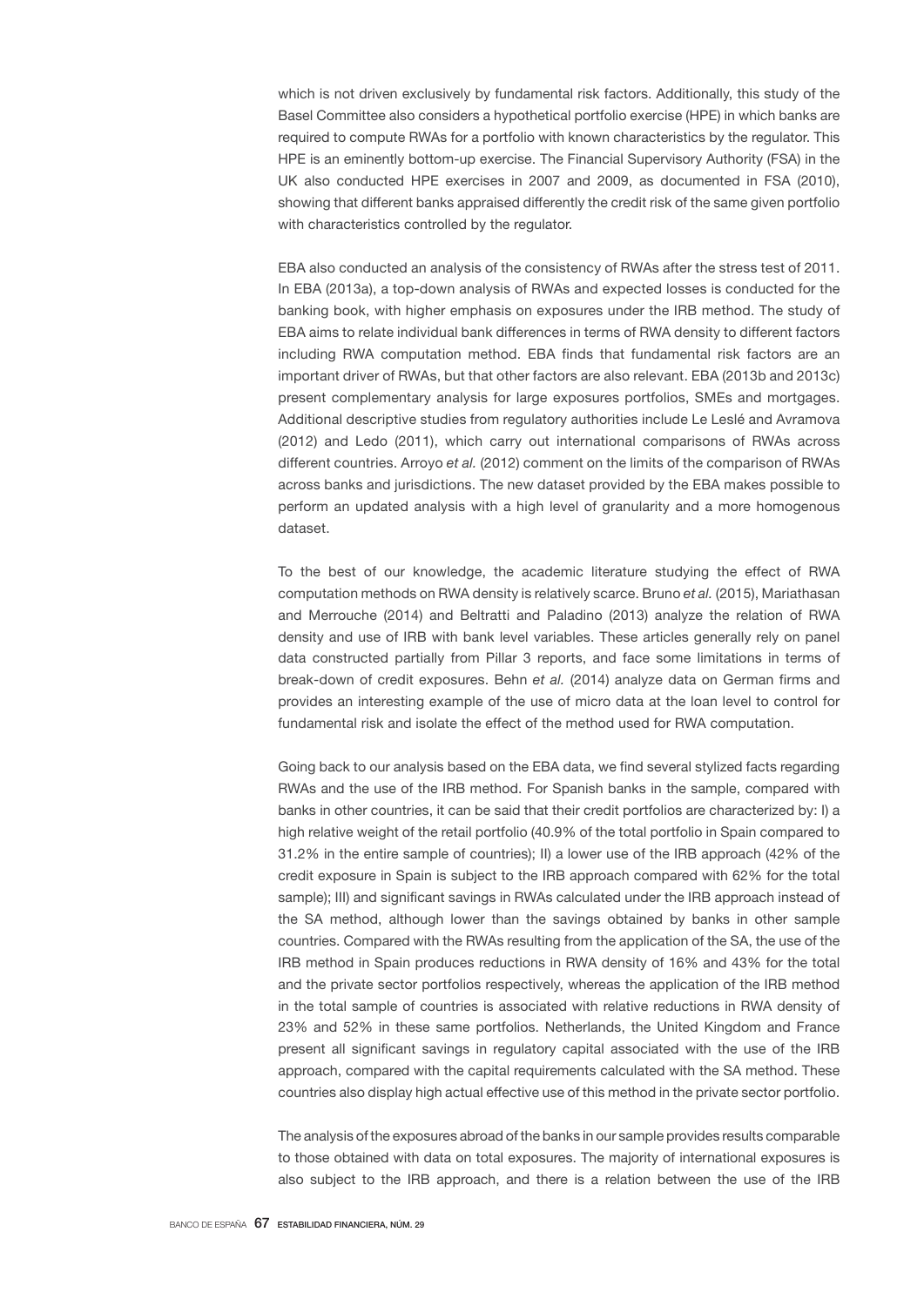which is not driven exclusively by fundamental risk factors. Additionally, this study of the Basel Committee also considers a hypothetical portfolio exercise (HPE) in which banks are required to compute RWAs for a portfolio with known characteristics by the regulator. This HPE is an eminently bottom-up exercise. The Financial Supervisory Authority (FSA) in the UK also conducted HPE exercises in 2007 and 2009, as documented in FSA (2010), showing that different banks appraised differently the credit risk of the same given portfolio with characteristics controlled by the regulator.

EBA also conducted an analysis of the consistency of RWAs after the stress test of 2011. In EBA (2013a), a top-down analysis of RWAs and expected losses is conducted for the banking book, with higher emphasis on exposures under the IRB method. The study of EBA aims to relate individual bank differences in terms of RWA density to different factors including RWA computation method. EBA finds that fundamental risk factors are an important driver of RWAs, but that other factors are also relevant. EBA (2013b and 2013c) present complementary analysis for large exposures portfolios, SMEs and mortgages. Additional descriptive studies from regulatory authorities include Le Leslé and Avramova (2012) and Ledo (2011), which carry out international comparisons of RWAs across different countries. Arroyo *et al.* (2012) comment on the limits of the comparison of RWAs across banks and jurisdictions. The new dataset provided by the EBA makes possible to perform an updated analysis with a high level of granularity and a more homogenous dataset.

To the best of our knowledge, the academic literature studying the effect of RWA computation methods on RWA density is relatively scarce. Bruno *et al.* (2015), Mariathasan and Merrouche (2014) and Beltratti and Paladino (2013) analyze the relation of RWA density and use of IRB with bank level variables. These articles generally rely on panel data constructed partially from Pillar 3 reports, and face some limitations in terms of break-down of credit exposures. Behn *et al.* (2014) analyze data on German firms and provides an interesting example of the use of micro data at the loan level to control for fundamental risk and isolate the effect of the method used for RWA computation.

Going back to our analysis based on the EBA data, we find several stylized facts regarding RWAs and the use of the IRB method. For Spanish banks in the sample, compared with banks in other countries, it can be said that their credit portfolios are characterized by: I) a high relative weight of the retail portfolio (40.9% of the total portfolio in Spain compared to 31.2% in the entire sample of countries); II) a lower use of the IRB approach (42% of the credit exposure in Spain is subject to the IRB approach compared with 62% for the total sample); III) and significant savings in RWAs calculated under the IRB approach instead of the SA method, although lower than the savings obtained by banks in other sample countries. Compared with the RWAs resulting from the application of the SA, the use of the IRB method in Spain produces reductions in RWA density of 16% and 43% for the total and the private sector portfolios respectively, whereas the application of the IRB method in the total sample of countries is associated with relative reductions in RWA density of 23% and 52% in these same portfolios. Netherlands, the United Kingdom and France present all significant savings in regulatory capital associated with the use of the IRB approach, compared with the capital requirements calculated with the SA method. These countries also display high actual effective use of this method in the private sector portfolio.

The analysis of the exposures abroad of the banks in our sample provides results comparable to those obtained with data on total exposures. The majority of international exposures is also subject to the IRB approach, and there is a relation between the use of the IRB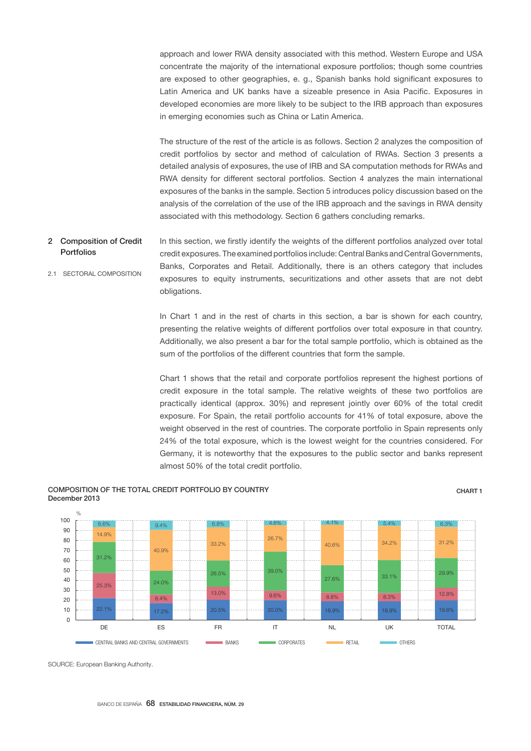approach and lower RWA density associated with this method. Western Europe and USA concentrate the majority of the international exposure portfolios; though some countries are exposed to other geographies, e. g., Spanish banks hold significant exposures to Latin America and UK banks have a sizeable presence in Asia Pacific. Exposures in developed economies are more likely to be subject to the IRB approach than exposures in emerging economies such as China or Latin America.

The structure of the rest of the article is as follows. Section 2 analyzes the composition of credit portfolios by sector and method of calculation of RWAs. Section 3 presents a detailed analysis of exposures, the use of IRB and SA computation methods for RWAs and RWA density for different sectoral portfolios. Section 4 analyzes the main international exposures of the banks in the sample. Section 5 introduces policy discussion based on the analysis of the correlation of the use of the IRB approach and the savings in RWA density associated with this methodology. Section 6 gathers concluding remarks.

## 2 Composition of Credit Portfolios

### 2.1 SECTORAL COMPOSITION

In this section, we firstly identify the weights of the different portfolios analyzed over total credit exposures. The examined portfolios include: Central Banks and Central Governments, Banks, Corporates and Retail. Additionally, there is an others category that includes exposures to equity instruments, securitizations and other assets that are not debt obligations.

In Chart 1 and in the rest of charts in this section, a bar is shown for each country, presenting the relative weights of different portfolios over total exposure in that country. Additionally, we also present a bar for the total sample portfolio, which is obtained as the sum of the portfolios of the different countries that form the sample.

Chart 1 shows that the retail and corporate portfolios represent the highest portions of credit exposure in the total sample. The relative weights of these two portfolios are practically identical (approx. 30%) and represent jointly over 60% of the total credit exposure. For Spain, the retail portfolio accounts for 41% of total exposure, above the weight observed in the rest of countries. The corporate portfolio in Spain represents only 24% of the total exposure, which is the lowest weight for the countries considered. For Germany, it is noteworthy that the exposures to the public sector and banks represent almost 50% of the total credit portfolio.

**COMPOSITION OF THE TOTAL CREDIT PORTFOLIO BY COUNTRY**
**December 2013**

**CHART 1**

| % | DE | ES | FR | IT | NL | UK | TOTAL |
|---|---|---|---|---|---|---|---|
| CENTRAL BANKS AND CENTRAL GOVERNMENTS | 22.1% | 17.2% | 20.5% | 20.0% | 18.9% | 18.9% | 19.8% |
| BANKS | 25.3% | 8.4% | 13.0% | 9.6% | 8.8% | 8.3% | 12.8% |
| CORPORATES | 31.2% | 24.0% | 26.5% | 39.0% | 27.6% | 33.1% | 29.9% |
| RETAIL | 14.9% | 40.9% | 33.2% | 26.7% | 40.6% | 34.2% | 31.2% |
| OTHERS | 6.6% | 9.4% | 6.8% | 4.6% | 4.1% | 5.4% | 6.3% |

SOURCE: European Banking Authority.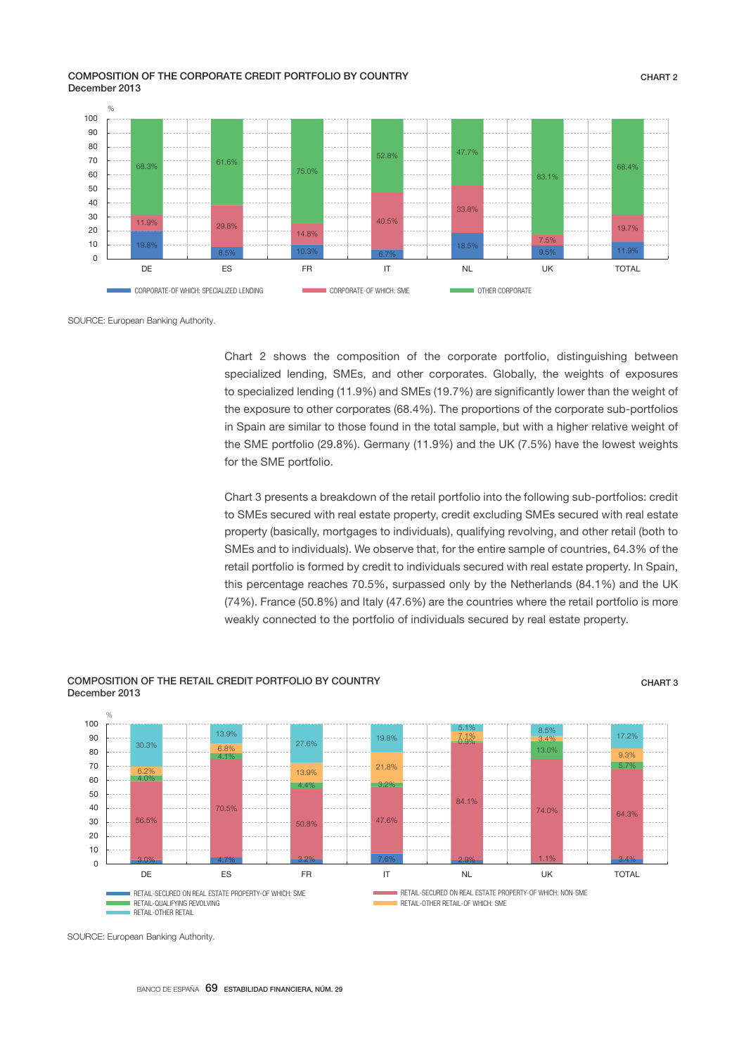COMPOSITION OF THE CORPORATE CREDIT PORTFOLIO BY COUNTRY
December 2013

CHART 2

| % | DE | ES | FR | IT | NL | UK | TOTAL |
|---|---|---|---|---|---|---|---|
| CORPORATE-OF WHICH: SPECIALIZED LENDING | 19.8% | 8.5% | 10.3% | 6.7% | 18.5% | 9.5% | 11.9% |
| CORPORATE-OF WHICH: SME | 11.9% | 29.8% | 14.8% | 40.5% | 33.8% | 7.5% | 19.7% |
| OTHER CORPORATE | 68.3% | 61.6% | 75.0% | 52.8% | 47.7% | 83.1% | 68.4% |

SOURCE: European Banking Authority.

Chart 2 shows the composition of the corporate portfolio, distinguishing between specialized lending, SMEs, and other corporates. Globally, the weights of exposures to specialized lending (11.9%) and SMEs (19.7%) are significantly lower than the weight of the exposure to other corporates (68.4%). The proportions of the corporate sub-portfolios in Spain are similar to those found in the total sample, but with a higher relative weight of the SME portfolio (29.8%). Germany (11.9%) and the UK (7.5%) have the lowest weights for the SME portfolio.

Chart 3 presents a breakdown of the retail portfolio into the following sub-portfolios: credit to SMEs secured with real estate property, credit excluding SMEs secured with real estate property (basically, mortgages to individuals), qualifying revolving, and other retail (both to SMEs and to individuals). We observe that, for the entire sample of countries, 64.3% of the retail portfolio is formed by credit to individuals secured with real estate property. In Spain, this percentage reaches 70.5%, surpassed only by the Netherlands (84.1%) and the UK (74%). France (50.8%) and Italy (47.6%) are the countries where the retail portfolio is more weakly connected to the portfolio of individuals secured by real estate property.

COMPOSITION OF THE RETAIL CREDIT PORTFOLIO BY COUNTRY
December 2013

CHART 3

| % | DE | ES | FR | IT | NL | UK | TOTAL |
|---|---|---|---|---|---|---|---|
| RETAIL-SECURED ON REAL ESTATE PROPERTY-OF WHICH: SME | 3.0% | 4.7% | 3.2% | 7.6% | 2.9% | 1.1% | 3.4% |
| RETAIL-SECURED ON REAL ESTATE PROPERTY-OF WHICH: NON-SME | 56.5% | 70.5% | 50.8% | 47.6% | 84.1% | 74.0% | 64.3% |
| RETAIL-QUALIFYING REVOLVING | 4.0% | 4.1% | 4.4% | 3.2% | 0.9% | 13.0% | 5.7% |
| RETAIL-OTHER RETAIL-OF WHICH: SME | 6.2% | 6.8% | 13.9% | 21.8% | 7.1% | 3.4% | 9.3% |
| RETAIL-OTHER RETAIL | 30.3% | 13.9% | 27.6% | 19.8% | 5.1% | 8.5% | 17.2% |

SOURCE: European Banking Authority.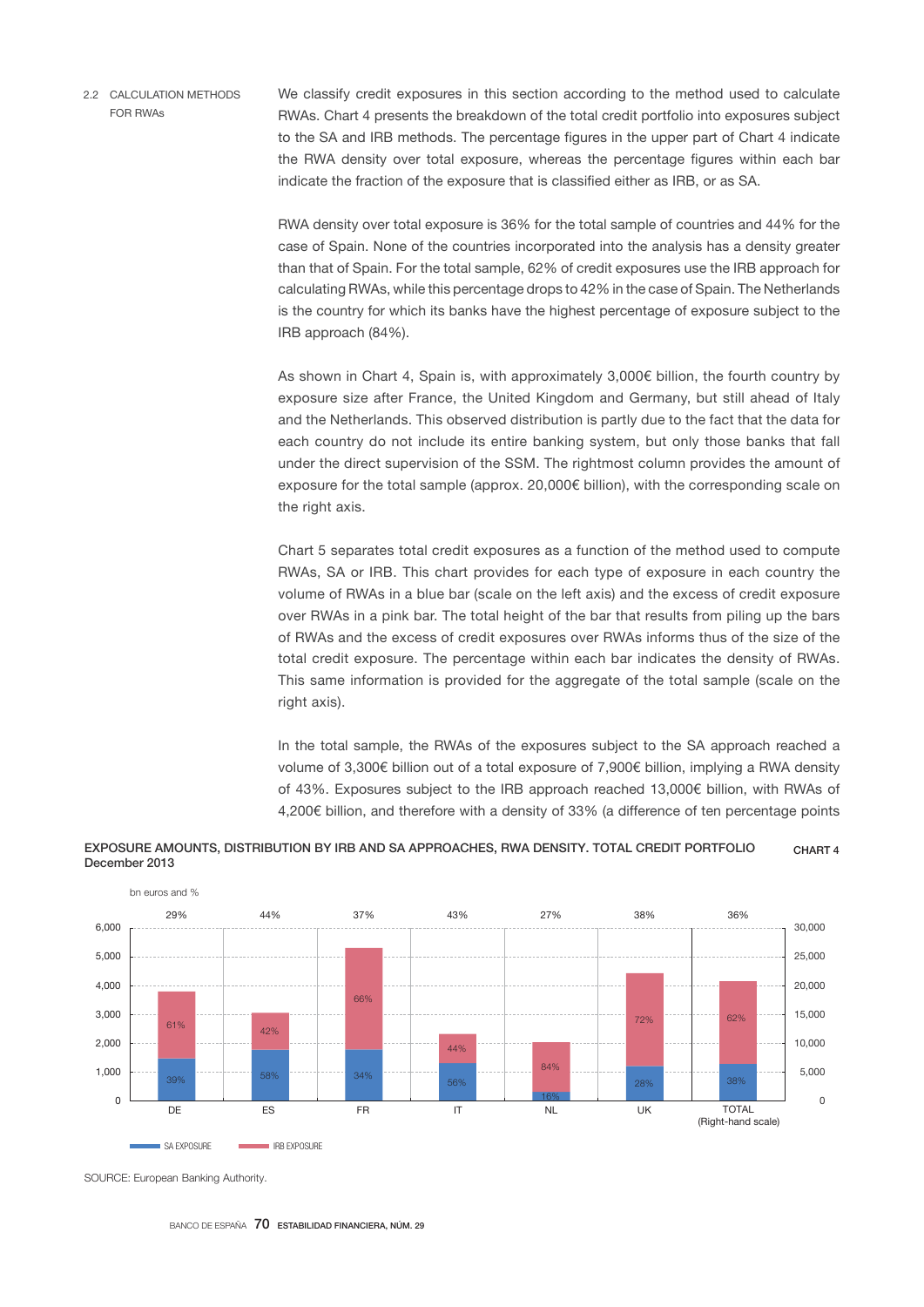### 2.2 CALCULATION METHODS FOR RWAs

We classify credit exposures in this section according to the method used to calculate RWAs. Chart 4 presents the breakdown of the total credit portfolio into exposures subject to the SA and IRB methods. The percentage figures in the upper part of Chart 4 indicate the RWA density over total exposure, whereas the percentage figures within each bar indicate the fraction of the exposure that is classified either as IRB, or as SA.

RWA density over total exposure is 36% for the total sample of countries and 44% for the case of Spain. None of the countries incorporated into the analysis has a density greater than that of Spain. For the total sample, 62% of credit exposures use the IRB approach for calculating RWAs, while this percentage drops to 42% in the case of Spain. The Netherlands is the country for which its banks have the highest percentage of exposure subject to the IRB approach (84%).

As shown in Chart 4, Spain is, with approximately 3,000€ billion, the fourth country by exposure size after France, the United Kingdom and Germany, but still ahead of Italy and the Netherlands. This observed distribution is partly due to the fact that the data for each country do not include its entire banking system, but only those banks that fall under the direct supervision of the SSM. The rightmost column provides the amount of exposure for the total sample (approx. 20,000€ billion), with the corresponding scale on the right axis.

Chart 5 separates total credit exposures as a function of the method used to compute RWAs, SA or IRB. This chart provides for each type of exposure in each country the volume of RWAs in a blue bar (scale on the left axis) and the excess of credit exposure over RWAs in a pink bar. The total height of the bar that results from piling up the bars of RWAs and the excess of credit exposures over RWAs informs thus of the size of the total credit exposure. The percentage within each bar indicates the density of RWAs. This same information is provided for the aggregate of the total sample (scale on the right axis).

In the total sample, the RWAs of the exposures subject to the SA approach reached a volume of 3,300€ billion out of a total exposure of 7,900€ billion, implying a RWA density of 43%. Exposures subject to the IRB approach reached 13,000€ billion, with RWAs of 4,200€ billion, and therefore with a density of 33% (a difference of ten percentage points

**EXPOSURE AMOUNTS, DISTRIBUTION BY IRB AND SA APPROACHES, RWA DENSITY. TOTAL CREDIT PORTFOLIO** — **CHART 4**
**December 2013**

bn euros and %

| | DE | ES | FR | IT | NL | UK | TOTAL (Right-hand scale) |
|---|---|---|---|---|---|---|---|
| RWA density | 29% | 44% | 37% | 43% | 27% | 38% | 36% |
| SA EXPOSURE | 39% | 58% | 34% | 56% | 16% | 28% | 38% |
| IRB EXPOSURE | 61% | 42% | 66% | 44% | 84% | 72% | 62% |

SOURCE: European Banking Authority.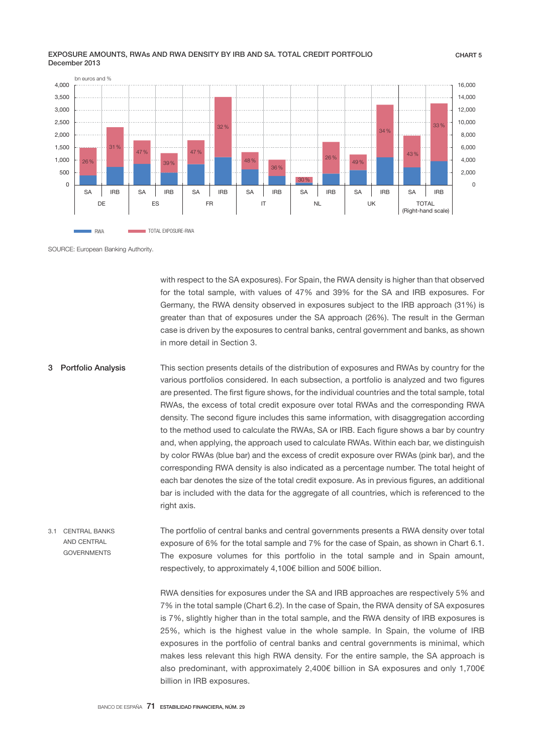**EXPOSURE AMOUNTS, RWAs AND RWA DENSITY BY IRB AND SA. TOTAL CREDIT PORTFOLIO**
December 2013

**CHART 5**

SOURCE: European Banking Authority.

with respect to the SA exposures). For Spain, the RWA density is higher than that observed for the total sample, with values of 47% and 39% for the SA and IRB exposures. For Germany, the RWA density observed in exposures subject to the IRB approach (31%) is greater than that of exposures under the SA approach (26%). The result in the German case is driven by the exposures to central banks, central government and banks, as shown in more detail in Section 3.

## 3 Portfolio Analysis

This section presents details of the distribution of exposures and RWAs by country for the various portfolios considered. In each subsection, a portfolio is analyzed and two figures are presented. The first figure shows, for the individual countries and the total sample, total RWAs, the excess of total credit exposure over total RWAs and the corresponding RWA density. The second figure includes this same information, with disaggregation according to the method used to calculate the RWAs, SA or IRB. Each figure shows a bar by country and, when applying, the approach used to calculate RWAs. Within each bar, we distinguish by color RWAs (blue bar) and the excess of credit exposure over RWAs (pink bar), and the corresponding RWA density is also indicated as a percentage number. The total height of each bar denotes the size of the total credit exposure. As in previous figures, an additional bar is included with the data for the aggregate of all countries, which is referenced to the right axis.

### 3.1 CENTRAL BANKS AND CENTRAL GOVERNMENTS

The portfolio of central banks and central governments presents a RWA density over total exposure of 6% for the total sample and 7% for the case of Spain, as shown in Chart 6.1. The exposure volumes for this portfolio in the total sample and in Spain amount, respectively, to approximately 4,100€ billion and 500€ billion.

RWA densities for exposures under the SA and IRB approaches are respectively 5% and 7% in the total sample (Chart 6.2). In the case of Spain, the RWA density of SA exposures is 7%, slightly higher than in the total sample, and the RWA density of IRB exposures is 25%, which is the highest value in the whole sample. In Spain, the volume of IRB exposures in the portfolio of central banks and central governments is minimal, which makes less relevant this high RWA density. For the entire sample, the SA approach is also predominant, with approximately 2,400€ billion in SA exposures and only 1,700€ billion in IRB exposures.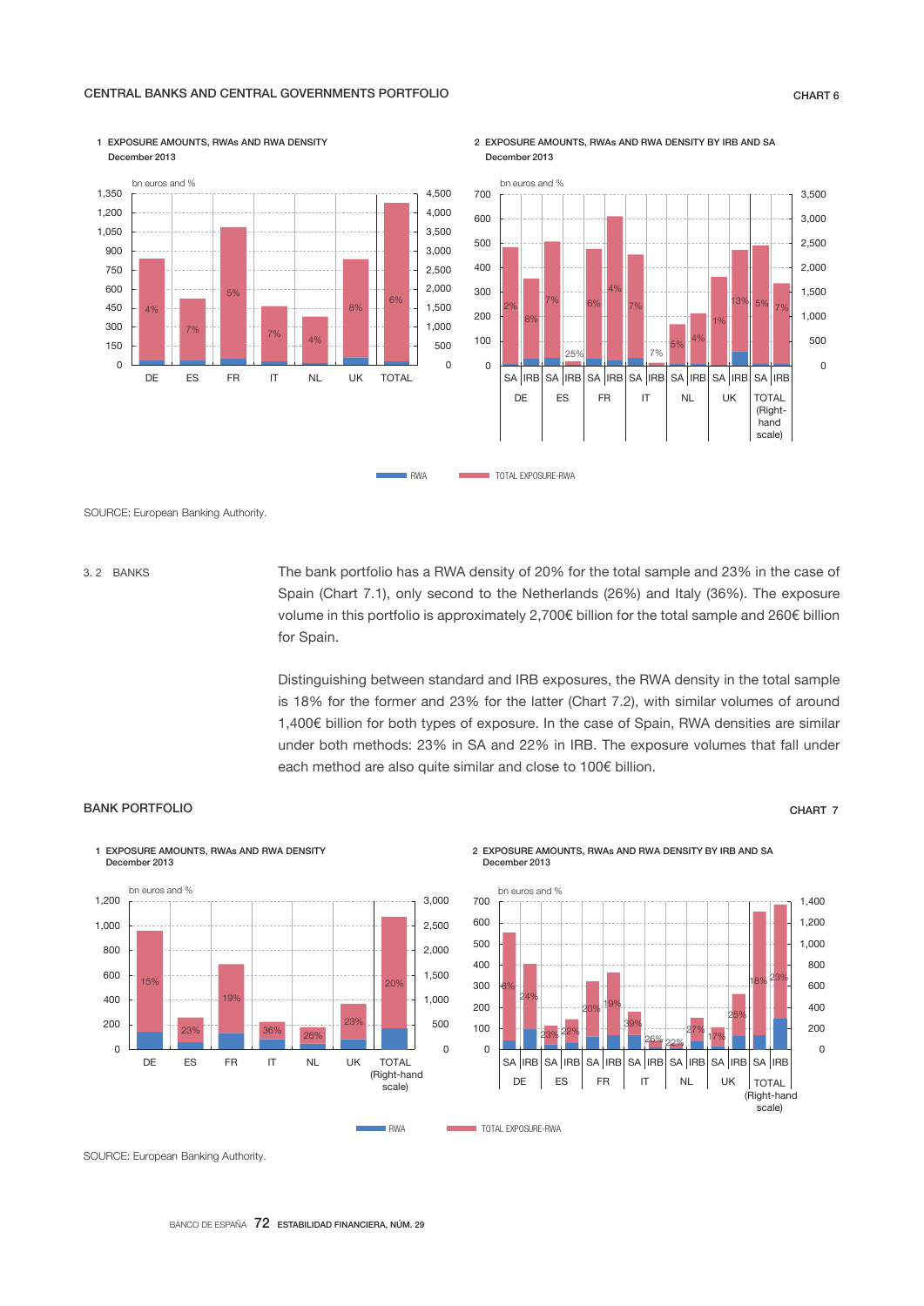## CENTRAL BANKS AND CENTRAL GOVERNMENTS PORTFOLIO

CHART 6

1 EXPOSURE AMOUNTS, RWAs AND RWA DENSITY
December 2013

2 EXPOSURE AMOUNTS, RWAs AND RWA DENSITY BY IRB AND SA
December 2013

SOURCE: European Banking Authority.

### 3.2 BANKS

The bank portfolio has a RWA density of 20% for the total sample and 23% in the case of Spain (Chart 7.1), only second to the Netherlands (26%) and Italy (36%). The exposure volume in this portfolio is approximately 2,700€ billion for the total sample and 260€ billion for Spain.

Distinguishing between standard and IRB exposures, the RWA density in the total sample is 18% for the former and 23% for the latter (Chart 7.2), with similar volumes of around 1,400€ billion for both types of exposure. In the case of Spain, RWA densities are similar under both methods: 23% in SA and 22% in IRB. The exposure volumes that fall under each method are also quite similar and close to 100€ billion.

## BANK PORTFOLIO

CHART 7

1 EXPOSURE AMOUNTS, RWAs AND RWA DENSITY
December 2013

2 EXPOSURE AMOUNTS, RWAs AND RWA DENSITY BY IRB AND SA
December 2013

SOURCE: European Banking Authority.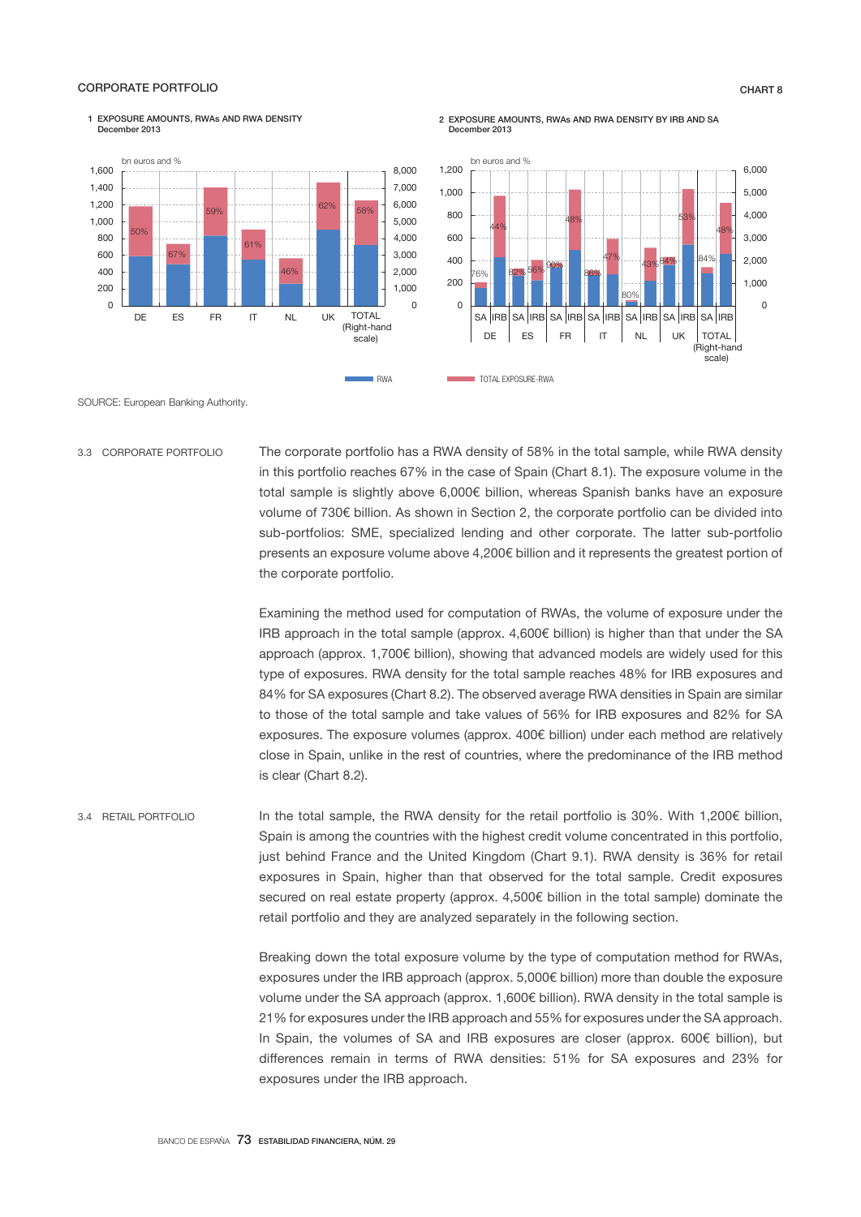CORPORATE PORTFOLIO

CHART 8

1 EXPOSURE AMOUNTS, RWAs AND RWA DENSITY
December 2013

2 EXPOSURE AMOUNTS, RWAs AND RWA DENSITY BY IRB AND SA
December 2013

SOURCE: European Banking Authority.

### 3.3 CORPORATE PORTFOLIO

The corporate portfolio has a RWA density of 58% in the total sample, while RWA density in this portfolio reaches 67% in the case of Spain (Chart 8.1). The exposure volume in the total sample is slightly above 6,000€ billion, whereas Spanish banks have an exposure volume of 730€ billion. As shown in Section 2, the corporate portfolio can be divided into sub-portfolios: SME, specialized lending and other corporate. The latter sub-portfolio presents an exposure volume above 4,200€ billion and it represents the greatest portion of the corporate portfolio.

Examining the method used for computation of RWAs, the volume of exposure under the IRB approach in the total sample (approx. 4,600€ billion) is higher than that under the SA approach (approx. 1,700€ billion), showing that advanced models are widely used for this type of exposures. RWA density for the total sample reaches 48% for IRB exposures and 84% for SA exposures (Chart 8.2). The observed average RWA densities in Spain are similar to those of the total sample and take values of 56% for IRB exposures and 82% for SA exposures. The exposure volumes (approx. 400€ billion) under each method are relatively close in Spain, unlike in the rest of countries, where the predominance of the IRB method is clear (Chart 8.2).

### 3.4 RETAIL PORTFOLIO

In the total sample, the RWA density for the retail portfolio is 30%. With 1,200€ billion, Spain is among the countries with the highest credit volume concentrated in this portfolio, just behind France and the United Kingdom (Chart 9.1). RWA density is 36% for retail exposures in Spain, higher than that observed for the total sample. Credit exposures secured on real estate property (approx. 4,500€ billion in the total sample) dominate the retail portfolio and they are analyzed separately in the following section.

Breaking down the total exposure volume by the type of computation method for RWAs, exposures under the IRB approach (approx. 5,000€ billion) more than double the exposure volume under the SA approach (approx. 1,600€ billion). RWA density in the total sample is 21% for exposures under the IRB approach and 55% for exposures under the SA approach. In Spain, the volumes of SA and IRB exposures are closer (approx. 600€ billion), but differences remain in terms of RWA densities: 51% for SA exposures and 23% for exposures under the IRB approach.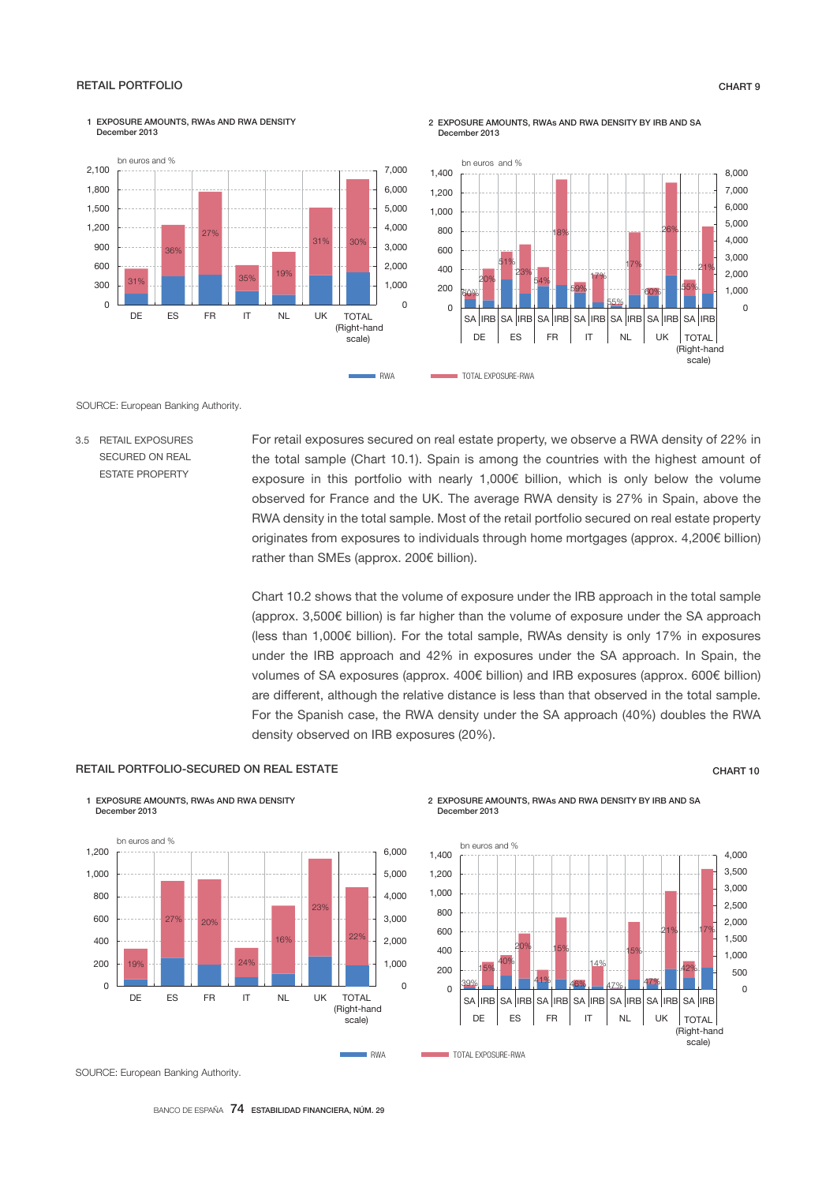RETAIL PORTFOLIO

CHART 9

1 EXPOSURE AMOUNTS, RWAs AND RWA DENSITY
December 2013

2 EXPOSURE AMOUNTS, RWAs AND RWA DENSITY BY IRB AND SA
December 2013

SOURCE: European Banking Authority.

### 3.5 RETAIL EXPOSURES SECURED ON REAL ESTATE PROPERTY

For retail exposures secured on real estate property, we observe a RWA density of 22% in the total sample (Chart 10.1). Spain is among the countries with the highest amount of exposure in this portfolio with nearly 1,000€ billion, which is only below the volume observed for France and the UK. The average RWA density is 27% in Spain, above the RWA density in the total sample. Most of the retail portfolio secured on real estate property originates from exposures to individuals through home mortgages (approx. 4,200€ billion) rather than SMEs (approx. 200€ billion).

Chart 10.2 shows that the volume of exposure under the IRB approach in the total sample (approx. 3,500€ billion) is far higher than the volume of exposure under the SA approach (less than 1,000€ billion). For the total sample, RWAs density is only 17% in exposures under the IRB approach and 42% in exposures under the SA approach. In Spain, the volumes of SA exposures (approx. 400€ billion) and IRB exposures (approx. 600€ billion) are different, although the relative distance is less than that observed in the total sample. For the Spanish case, the RWA density under the SA approach (40%) doubles the RWA density observed on IRB exposures (20%).

RETAIL PORTFOLIO-SECURED ON REAL ESTATE

CHART 10

1 EXPOSURE AMOUNTS, RWAs AND RWA DENSITY
December 2013

2 EXPOSURE AMOUNTS, RWAs AND RWA DENSITY BY IRB AND SA
December 2013

SOURCE: European Banking Authority.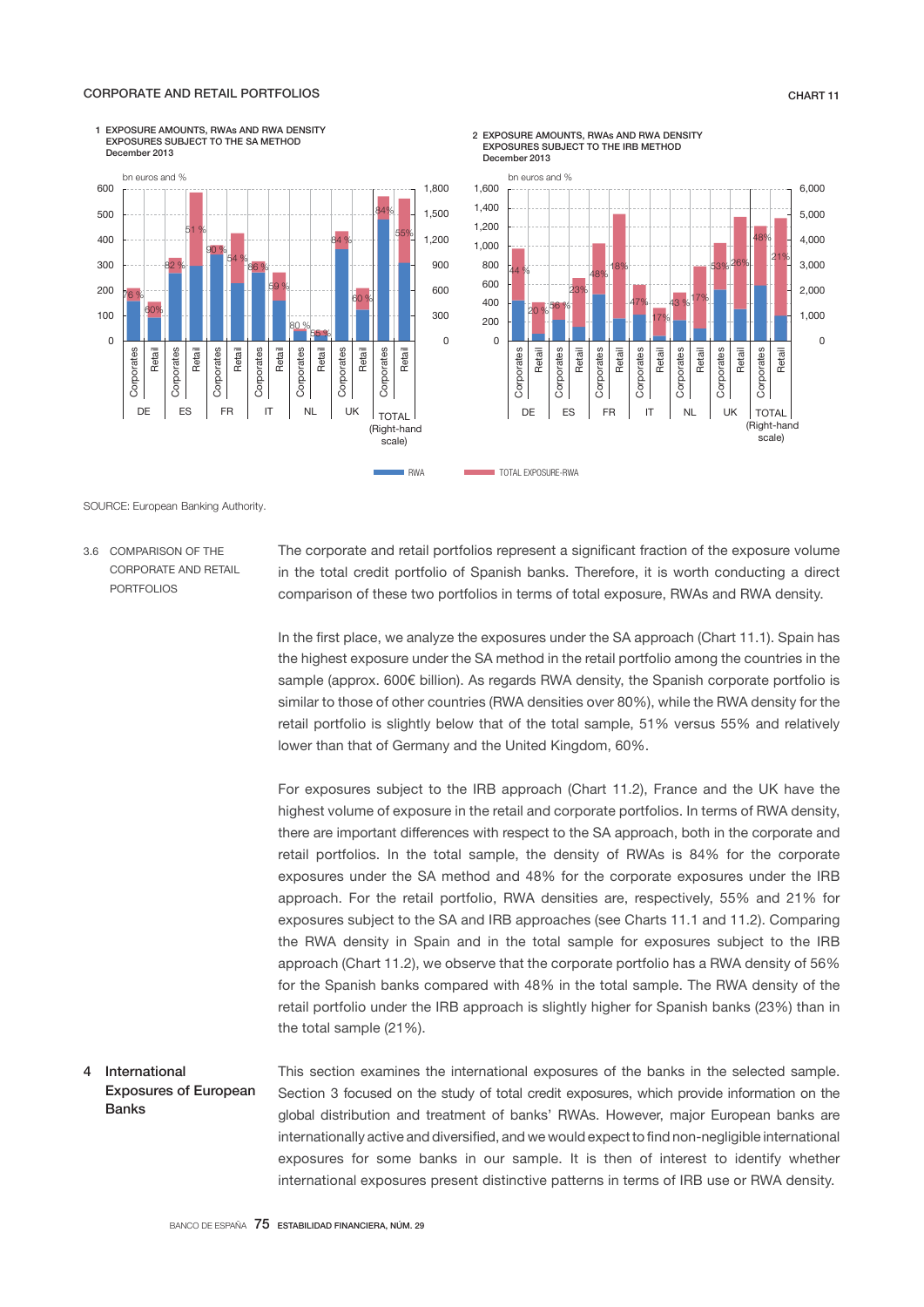CORPORATE AND RETAIL PORTFOLIOS

CHART 11

1 EXPOSURE AMOUNTS, RWAs AND RWA DENSITY EXPOSURES SUBJECT TO THE SA METHOD December 2013

2 EXPOSURE AMOUNTS, RWAs AND RWA DENSITY EXPOSURES SUBJECT TO THE IRB METHOD December 2013

SOURCE: European Banking Authority.

### 3.6 COMPARISON OF THE CORPORATE AND RETAIL PORTFOLIOS

The corporate and retail portfolios represent a significant fraction of the exposure volume in the total credit portfolio of Spanish banks. Therefore, it is worth conducting a direct comparison of these two portfolios in terms of total exposure, RWAs and RWA density.

In the first place, we analyze the exposures under the SA approach (Chart 11.1). Spain has the highest exposure under the SA method in the retail portfolio among the countries in the sample (approx. 600€ billion). As regards RWA density, the Spanish corporate portfolio is similar to those of other countries (RWA densities over 80%), while the RWA density for the retail portfolio is slightly below that of the total sample, 51% versus 55% and relatively lower than that of Germany and the United Kingdom, 60%.

For exposures subject to the IRB approach (Chart 11.2), France and the UK have the highest volume of exposure in the retail and corporate portfolios. In terms of RWA density, there are important differences with respect to the SA approach, both in the corporate and retail portfolios. In the total sample, the density of RWAs is 84% for the corporate exposures under the SA method and 48% for the corporate exposures under the IRB approach. For the retail portfolio, RWA densities are, respectively, 55% and 21% for exposures subject to the SA and IRB approaches (see Charts 11.1 and 11.2). Comparing the RWA density in Spain and in the total sample for exposures subject to the IRB approach (Chart 11.2), we observe that the corporate portfolio has a RWA density of 56% for the Spanish banks compared with 48% in the total sample. The RWA density of the retail portfolio under the IRB approach is slightly higher for Spanish banks (23%) than in the total sample (21%).

## 4 International Exposures of European Banks

This section examines the international exposures of the banks in the selected sample. Section 3 focused on the study of total credit exposures, which provide information on the global distribution and treatment of banks' RWAs. However, major European banks are internationally active and diversified, and we would expect to find non-negligible international exposures for some banks in our sample. It is then of interest to identify whether international exposures present distinctive patterns in terms of IRB use or RWA density.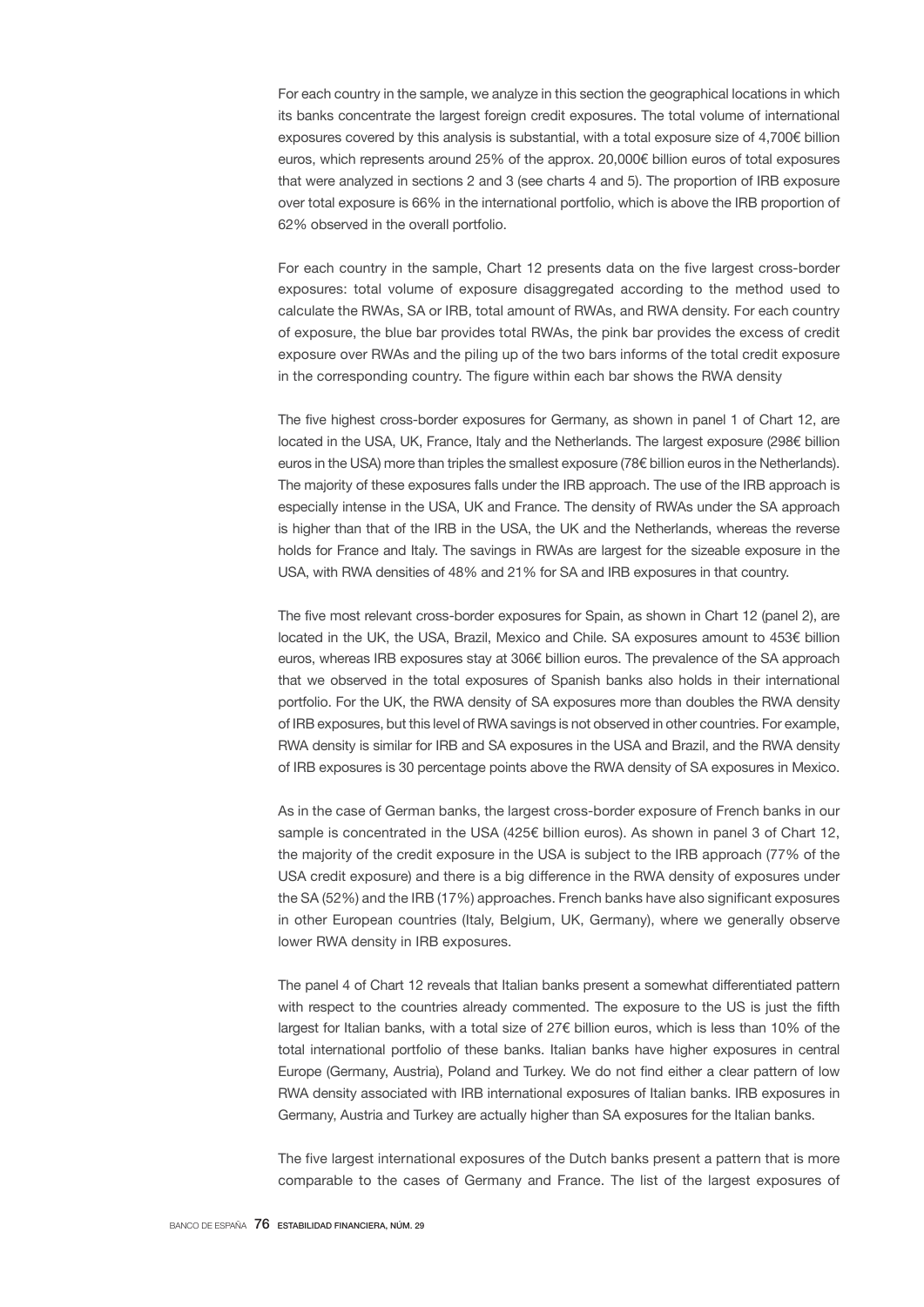For each country in the sample, we analyze in this section the geographical locations in which its banks concentrate the largest foreign credit exposures. The total volume of international exposures covered by this analysis is substantial, with a total exposure size of 4,700€ billion euros, which represents around 25% of the approx. 20,000€ billion euros of total exposures that were analyzed in sections 2 and 3 (see charts 4 and 5). The proportion of IRB exposure over total exposure is 66% in the international portfolio, which is above the IRB proportion of 62% observed in the overall portfolio.

For each country in the sample, Chart 12 presents data on the five largest cross-border exposures: total volume of exposure disaggregated according to the method used to calculate the RWAs, SA or IRB, total amount of RWAs, and RWA density. For each country of exposure, the blue bar provides total RWAs, the pink bar provides the excess of credit exposure over RWAs and the piling up of the two bars informs of the total credit exposure in the corresponding country. The figure within each bar shows the RWA density

The five highest cross-border exposures for Germany, as shown in panel 1 of Chart 12, are located in the USA, UK, France, Italy and the Netherlands. The largest exposure (298€ billion euros in the USA) more than triples the smallest exposure (78€ billion euros in the Netherlands). The majority of these exposures falls under the IRB approach. The use of the IRB approach is especially intense in the USA, UK and France. The density of RWAs under the SA approach is higher than that of the IRB in the USA, the UK and the Netherlands, whereas the reverse holds for France and Italy. The savings in RWAs are largest for the sizeable exposure in the USA, with RWA densities of 48% and 21% for SA and IRB exposures in that country.

The five most relevant cross-border exposures for Spain, as shown in Chart 12 (panel 2), are located in the UK, the USA, Brazil, Mexico and Chile. SA exposures amount to 453€ billion euros, whereas IRB exposures stay at 306€ billion euros. The prevalence of the SA approach that we observed in the total exposures of Spanish banks also holds in their international portfolio. For the UK, the RWA density of SA exposures more than doubles the RWA density of IRB exposures, but this level of RWA savings is not observed in other countries. For example, RWA density is similar for IRB and SA exposures in the USA and Brazil, and the RWA density of IRB exposures is 30 percentage points above the RWA density of SA exposures in Mexico.

As in the case of German banks, the largest cross-border exposure of French banks in our sample is concentrated in the USA (425€ billion euros). As shown in panel 3 of Chart 12, the majority of the credit exposure in the USA is subject to the IRB approach (77% of the USA credit exposure) and there is a big difference in the RWA density of exposures under the SA (52%) and the IRB (17%) approaches. French banks have also significant exposures in other European countries (Italy, Belgium, UK, Germany), where we generally observe lower RWA density in IRB exposures.

The panel 4 of Chart 12 reveals that Italian banks present a somewhat differentiated pattern with respect to the countries already commented. The exposure to the US is just the fifth largest for Italian banks, with a total size of 27€ billion euros, which is less than 10% of the total international portfolio of these banks. Italian banks have higher exposures in central Europe (Germany, Austria), Poland and Turkey. We do not find either a clear pattern of low RWA density associated with IRB international exposures of Italian banks. IRB exposures in Germany, Austria and Turkey are actually higher than SA exposures for the Italian banks.

The five largest international exposures of the Dutch banks present a pattern that is more comparable to the cases of Germany and France. The list of the largest exposures of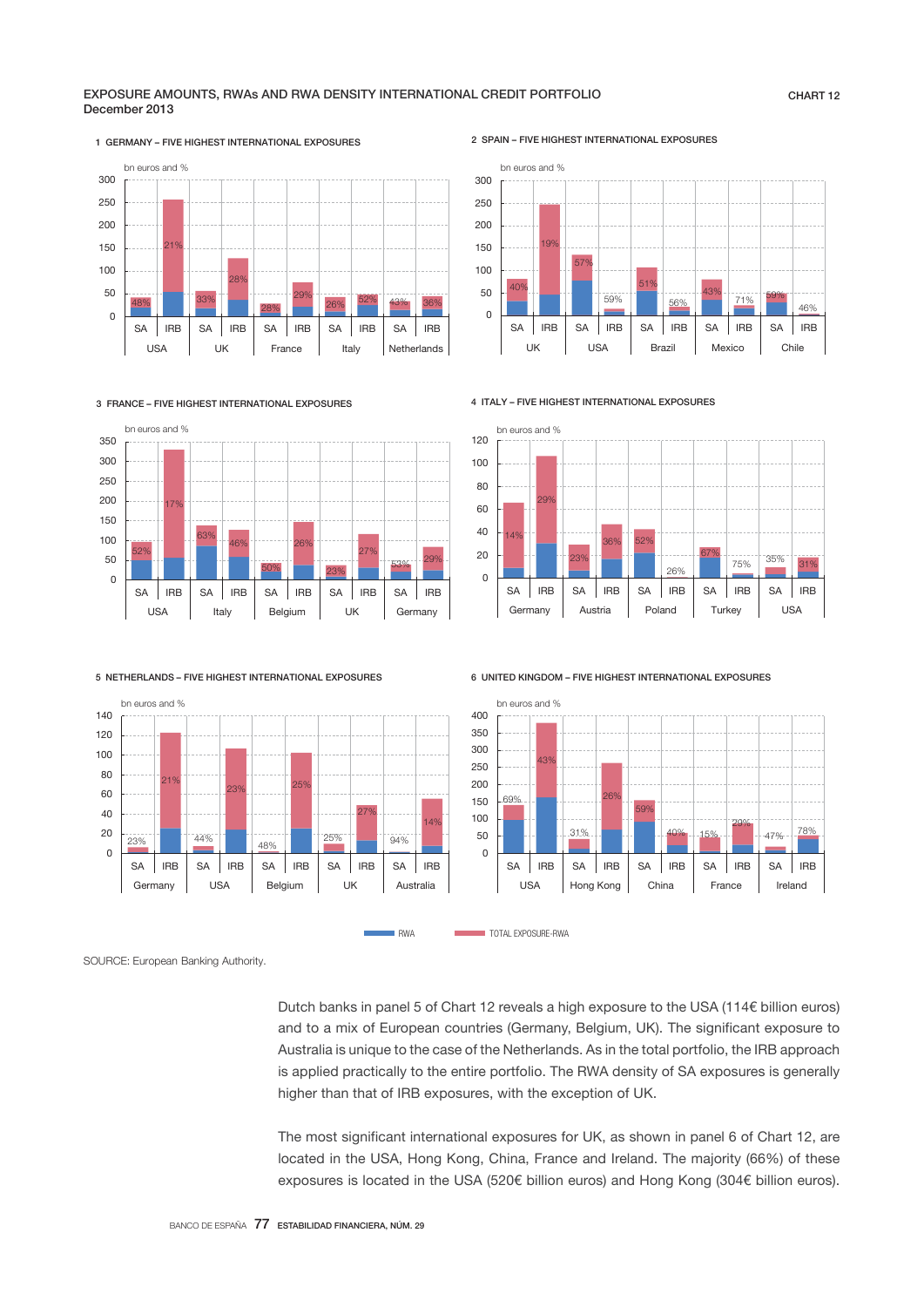EXPOSURE AMOUNTS, RWAs AND RWA DENSITY INTERNATIONAL CREDIT PORTFOLIO
December 2013

CHART 12

1 GERMANY – FIVE HIGHEST INTERNATIONAL EXPOSURES

2 SPAIN – FIVE HIGHEST INTERNATIONAL EXPOSURES

3 FRANCE – FIVE HIGHEST INTERNATIONAL EXPOSURES

4 ITALY – FIVE HIGHEST INTERNATIONAL EXPOSURES

5 NETHERLANDS – FIVE HIGHEST INTERNATIONAL EXPOSURES

6 UNITED KINGDOM – FIVE HIGHEST INTERNATIONAL EXPOSURES

SOURCE: European Banking Authority.

Dutch banks in panel 5 of Chart 12 reveals a high exposure to the USA (114€ billion euros) and to a mix of European countries (Germany, Belgium, UK). The significant exposure to Australia is unique to the case of the Netherlands. As in the total portfolio, the IRB approach is applied practically to the entire portfolio. The RWA density of SA exposures is generally higher than that of IRB exposures, with the exception of UK.

The most significant international exposures for UK, as shown in panel 6 of Chart 12, are located in the USA, Hong Kong, China, France and Ireland. The majority (66%) of these exposures is located in the USA (520€ billion euros) and Hong Kong (304€ billion euros).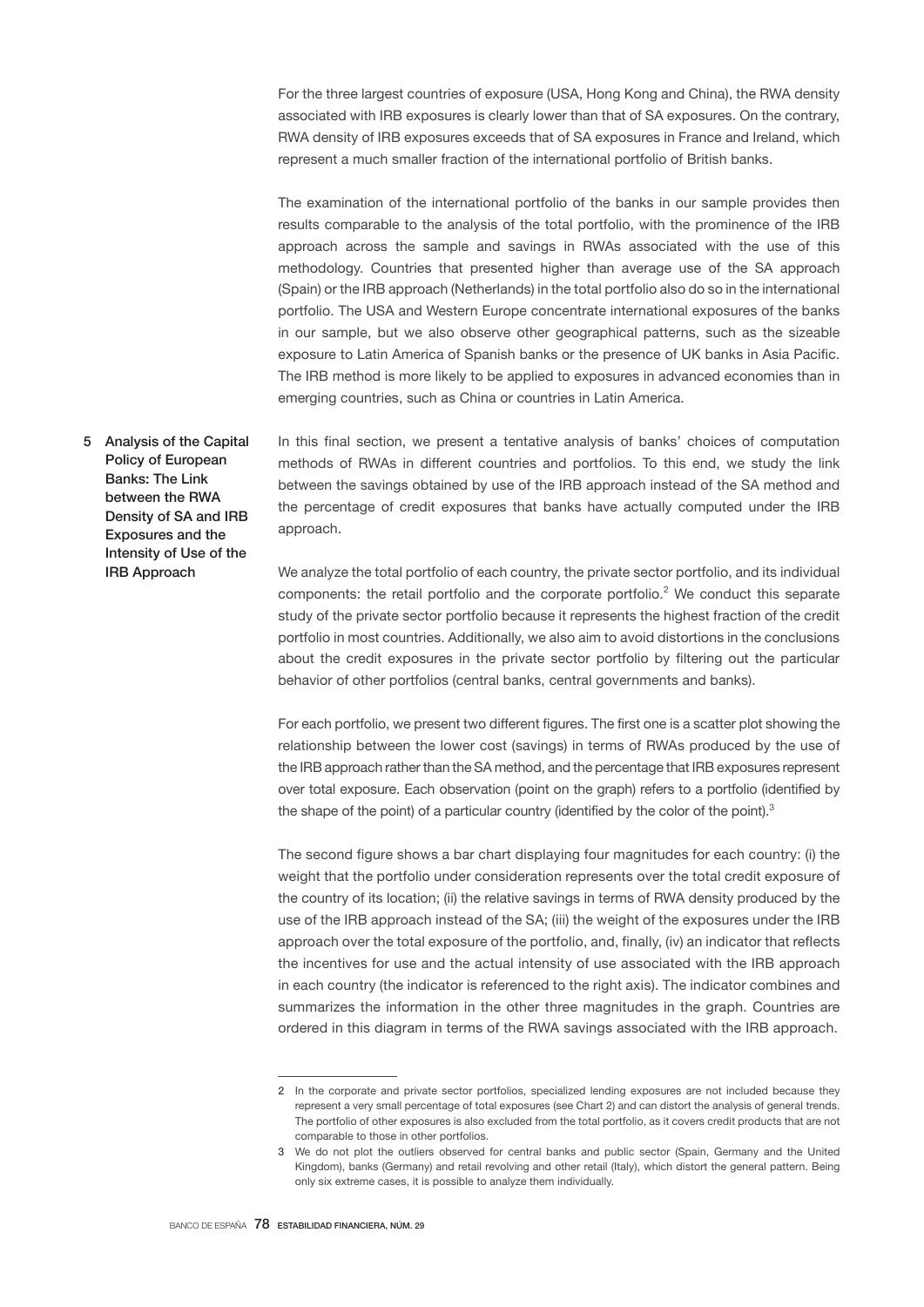For the three largest countries of exposure (USA, Hong Kong and China), the RWA density associated with IRB exposures is clearly lower than that of SA exposures. On the contrary, RWA density of IRB exposures exceeds that of SA exposures in France and Ireland, which represent a much smaller fraction of the international portfolio of British banks.

The examination of the international portfolio of the banks in our sample provides then results comparable to the analysis of the total portfolio, with the prominence of the IRB approach across the sample and savings in RWAs associated with the use of this methodology. Countries that presented higher than average use of the SA approach (Spain) or the IRB approach (Netherlands) in the total portfolio also do so in the international portfolio. The USA and Western Europe concentrate international exposures of the banks in our sample, but we also observe other geographical patterns, such as the sizeable exposure to Latin America of Spanish banks or the presence of UK banks in Asia Pacific. The IRB method is more likely to be applied to exposures in advanced economies than in emerging countries, such as China or countries in Latin America.

## 5 Analysis of the Capital Policy of European Banks: The Link between the RWA Density of SA and IRB Exposures and the Intensity of Use of the IRB Approach

In this final section, we present a tentative analysis of banks' choices of computation methods of RWAs in different countries and portfolios. To this end, we study the link between the savings obtained by use of the IRB approach instead of the SA method and the percentage of credit exposures that banks have actually computed under the IRB approach.

We analyze the total portfolio of each country, the private sector portfolio, and its individual components: the retail portfolio and the corporate portfolio.[2] We conduct this separate study of the private sector portfolio because it represents the highest fraction of the credit portfolio in most countries. Additionally, we also aim to avoid distortions in the conclusions about the credit exposures in the private sector portfolio by filtering out the particular behavior of other portfolios (central banks, central governments and banks).

For each portfolio, we present two different figures. The first one is a scatter plot showing the relationship between the lower cost (savings) in terms of RWAs produced by the use of the IRB approach rather than the SA method, and the percentage that IRB exposures represent over total exposure. Each observation (point on the graph) refers to a portfolio (identified by the shape of the point) of a particular country (identified by the color of the point).[3]

The second figure shows a bar chart displaying four magnitudes for each country: (i) the weight that the portfolio under consideration represents over the total credit exposure of the country of its location; (ii) the relative savings in terms of RWA density produced by the use of the IRB approach instead of the SA; (iii) the weight of the exposures under the IRB approach over the total exposure of the portfolio, and, finally, (iv) an indicator that reflects the incentives for use and the actual intensity of use associated with the IRB approach in each country (the indicator is referenced to the right axis). The indicator combines and summarizes the information in the other three magnitudes in the graph. Countries are ordered in this diagram in terms of the RWA savings associated with the IRB approach.

---

2 In the corporate and private sector portfolios, specialized lending exposures are not included because they represent a very small percentage of total exposures (see Chart 2) and can distort the analysis of general trends. The portfolio of other exposures is also excluded from the total portfolio, as it covers credit products that are not comparable to those in other portfolios.

3 We do not plot the outliers observed for central banks and public sector (Spain, Germany and the United Kingdom), banks (Germany) and retail revolving and other retail (Italy), which distort the general pattern. Being only six extreme cases, it is possible to analyze them individually.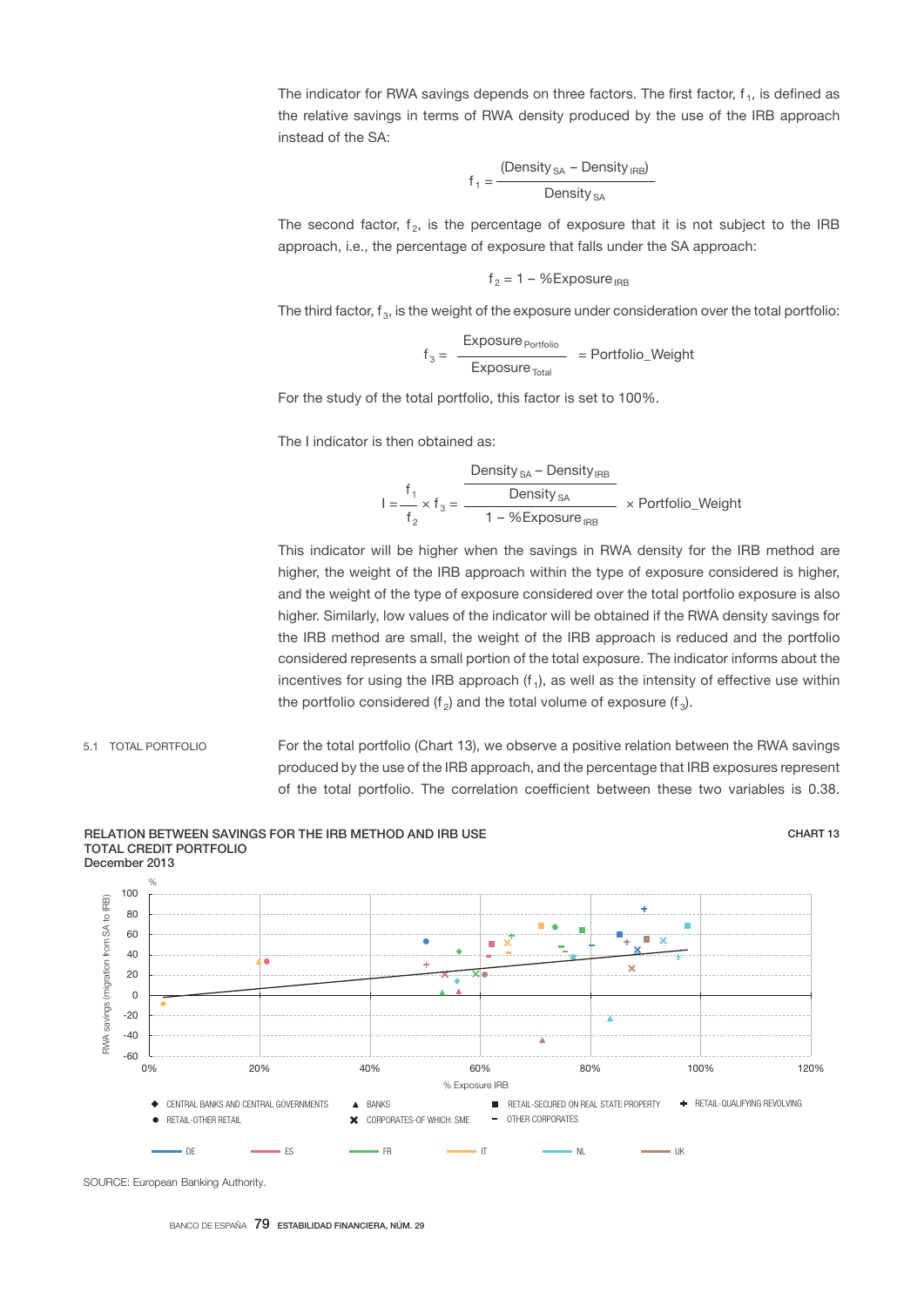The indicator for RWA savings depends on three factors. The first factor, $f_1$, is defined as the relative savings in terms of RWA density produced by the use of the IRB approach instead of the SA:

$$f_1 = \frac{(Density_{SA} - Density_{IRB})}{Density_{SA}}$$

The second factor, $f_2$, is the percentage of exposure that it is not subject to the IRB approach, i.e., the percentage of exposure that falls under the SA approach:

$$f_2 = 1 - \%Exposure_{IRB}$$

The third factor, $f_3$, is the weight of the exposure under consideration over the total portfolio:

$$f_3 = \frac{Exposure_{Portfolio}}{Exposure_{Total}} = Portfolio\_Weight$$

For the study of the total portfolio, this factor is set to 100%.

The I indicator is then obtained as:

$$I = \frac{f_1}{f_2} \times f_3 = \frac{\dfrac{Density_{SA} - Density_{IRB}}{Density_{SA}}}{1 - \%Exposure_{IRB}} \times Portfolio\_Weight$$

This indicator will be higher when the savings in RWA density for the IRB method are higher, the weight of the IRB approach within the type of exposure considered is higher, and the weight of the type of exposure considered over the total portfolio exposure is also higher. Similarly, low values of the indicator will be obtained if the RWA density savings for the IRB method are small, the weight of the IRB approach is reduced and the portfolio considered represents a small portion of the total exposure. The indicator informs about the incentives for using the IRB approach ($f_1$), as well as the intensity of effective use within the portfolio considered ($f_2$) and the total volume of exposure ($f_3$).

## 5.1 TOTAL PORTFOLIO

For the total portfolio (Chart 13), we observe a positive relation between the RWA savings produced by the use of the IRB approach, and the percentage that IRB exposures represent of the total portfolio. The correlation coefficient between these two variables is 0.38.

**RELATION BETWEEN SAVINGS FOR THE IRB METHOD AND IRB USE**
**TOTAL CREDIT PORTFOLIO**
**December 2013**

**CHART 13**

SOURCE: European Banking Authority.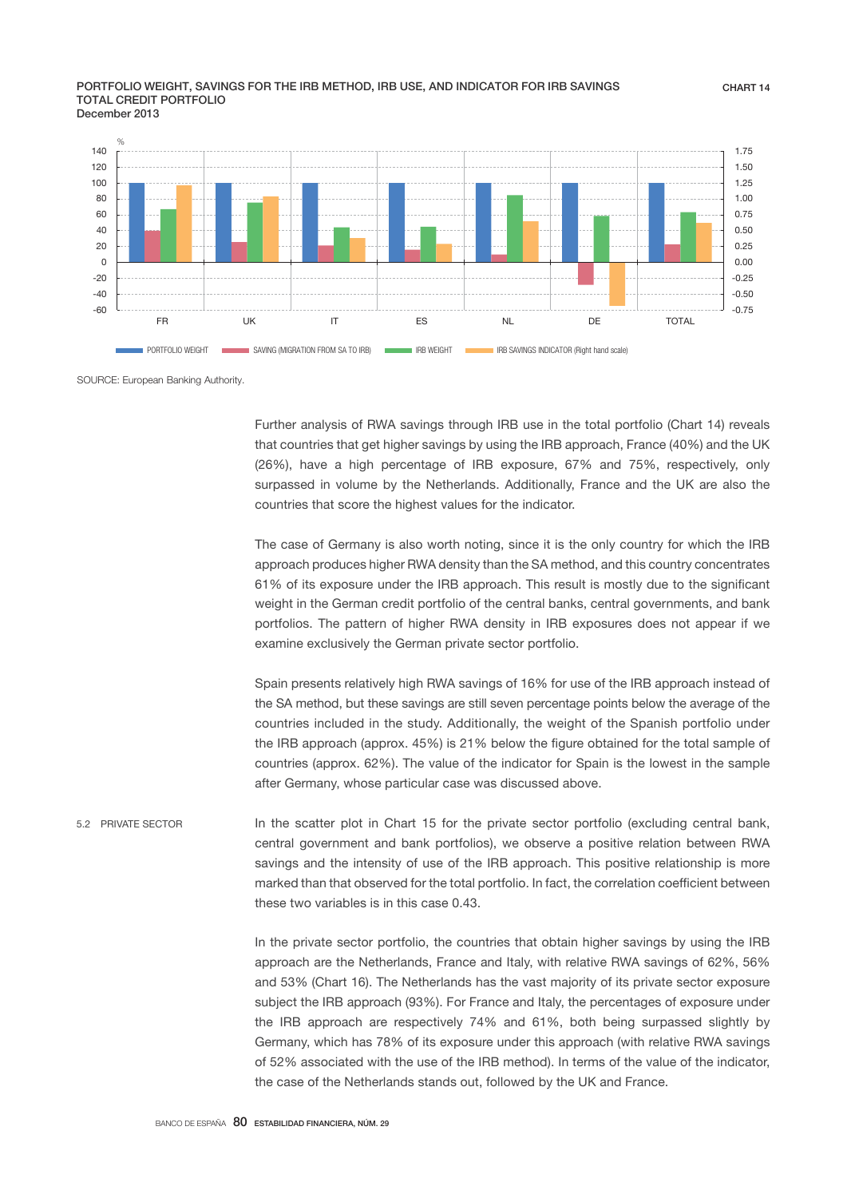PORTFOLIO WEIGHT, SAVINGS FOR THE IRB METHOD, IRB USE, AND INDICATOR FOR IRB SAVINGS
TOTAL CREDIT PORTFOLIO
December 2013

CHART 14

SOURCE: European Banking Authority.

Further analysis of RWA savings through IRB use in the total portfolio (Chart 14) reveals that countries that get higher savings by using the IRB approach, France (40%) and the UK (26%), have a high percentage of IRB exposure, 67% and 75%, respectively, only surpassed in volume by the Netherlands. Additionally, France and the UK are also the countries that score the highest values for the indicator.

The case of Germany is also worth noting, since it is the only country for which the IRB approach produces higher RWA density than the SA method, and this country concentrates 61% of its exposure under the IRB approach. This result is mostly due to the significant weight in the German credit portfolio of the central banks, central governments, and bank portfolios. The pattern of higher RWA density in IRB exposures does not appear if we examine exclusively the German private sector portfolio.

Spain presents relatively high RWA savings of 16% for use of the IRB approach instead of the SA method, but these savings are still seven percentage points below the average of the countries included in the study. Additionally, the weight of the Spanish portfolio under the IRB approach (approx. 45%) is 21% below the figure obtained for the total sample of countries (approx. 62%). The value of the indicator for Spain is the lowest in the sample after Germany, whose particular case was discussed above.

## 5.2 PRIVATE SECTOR

In the scatter plot in Chart 15 for the private sector portfolio (excluding central bank, central government and bank portfolios), we observe a positive relation between RWA savings and the intensity of use of the IRB approach. This positive relationship is more marked than that observed for the total portfolio. In fact, the correlation coefficient between these two variables is in this case 0.43.

In the private sector portfolio, the countries that obtain higher savings by using the IRB approach are the Netherlands, France and Italy, with relative RWA savings of 62%, 56% and 53% (Chart 16). The Netherlands has the vast majority of its private sector exposure subject the IRB approach (93%). For France and Italy, the percentages of exposure under the IRB approach are respectively 74% and 61%, both being surpassed slightly by Germany, which has 78% of its exposure under this approach (with relative RWA savings of 52% associated with the use of the IRB method). In terms of the value of the indicator, the case of the Netherlands stands out, followed by the UK and France.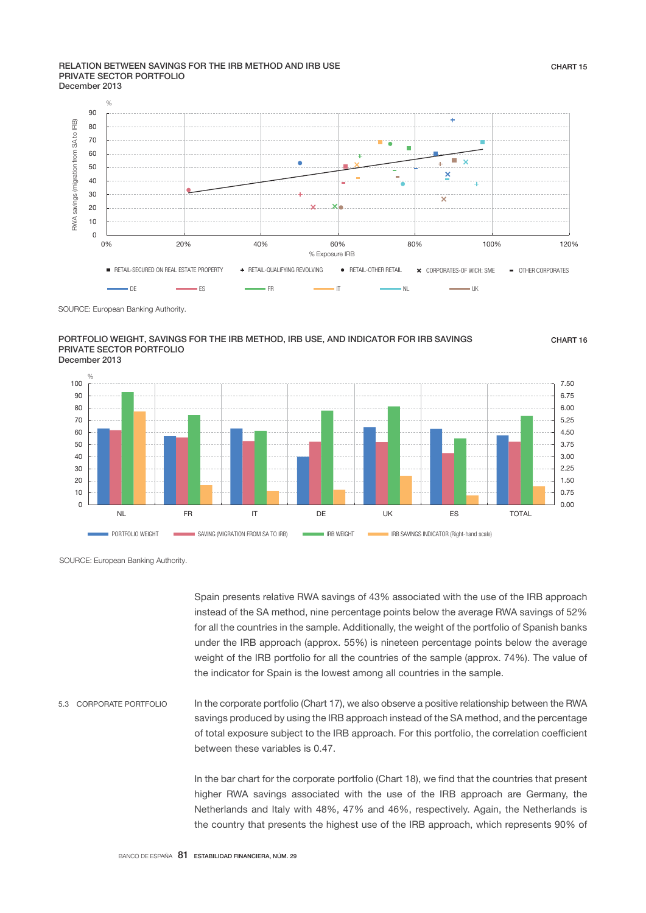RELATION BETWEEN SAVINGS FOR THE IRB METHOD AND IRB USE
PRIVATE SECTOR PORTFOLIO
December 2013

CHART 15

SOURCE: European Banking Authority.

PORTFOLIO WEIGHT, SAVINGS FOR THE IRB METHOD, IRB USE, AND INDICATOR FOR IRB SAVINGS
PRIVATE SECTOR PORTFOLIO
December 2013

CHART 16

SOURCE: European Banking Authority.

Spain presents relative RWA savings of 43% associated with the use of the IRB approach instead of the SA method, nine percentage points below the average RWA savings of 52% for all the countries in the sample. Additionally, the weight of the portfolio of Spanish banks under the IRB approach (approx. 55%) is nineteen percentage points below the average weight of the IRB portfolio for all the countries of the sample (approx. 74%). The value of the indicator for Spain is the lowest among all countries in the sample.

### 5.3 CORPORATE PORTFOLIO

In the corporate portfolio (Chart 17), we also observe a positive relationship between the RWA savings produced by using the IRB approach instead of the SA method, and the percentage of total exposure subject to the IRB approach. For this portfolio, the correlation coefficient between these variables is 0.47.

In the bar chart for the corporate portfolio (Chart 18), we find that the countries that present higher RWA savings associated with the use of the IRB approach are Germany, the Netherlands and Italy with 48%, 47% and 46%, respectively. Again, the Netherlands is the country that presents the highest use of the IRB approach, which represents 90% of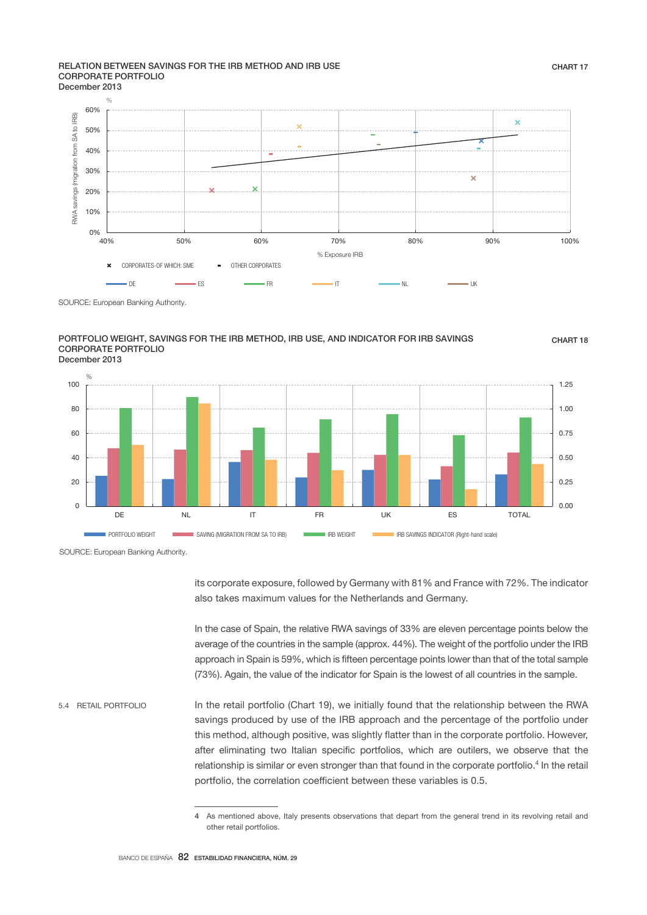RELATION BETWEEN SAVINGS FOR THE IRB METHOD AND IRB USE
CORPORATE PORTFOLIO
December 2013

CHART 17

SOURCE: European Banking Authority.

PORTFOLIO WEIGHT, SAVINGS FOR THE IRB METHOD, IRB USE, AND INDICATOR FOR IRB SAVINGS
CORPORATE PORTFOLIO
December 2013

CHART 18

SOURCE: European Banking Authority.

its corporate exposure, followed by Germany with 81% and France with 72%. The indicator also takes maximum values for the Netherlands and Germany.

In the case of Spain, the relative RWA savings of 33% are eleven percentage points below the average of the countries in the sample (approx. 44%). The weight of the portfolio under the IRB approach in Spain is 59%, which is fifteen percentage points lower than that of the total sample (73%). Again, the value of the indicator for Spain is the lowest of all countries in the sample.

## 5.4 RETAIL PORTFOLIO

In the retail portfolio (Chart 19), we initially found that the relationship between the RWA savings produced by use of the IRB approach and the percentage of the portfolio under this method, although positive, was slightly flatter than in the corporate portfolio. However, after eliminating two Italian specific portfolios, which are outilers, we observe that the relationship is similar or even stronger than that found in the corporate portfolio.[4] In the retail portfolio, the correlation coefficient between these variables is 0.5.

4 As mentioned above, Italy presents observations that depart from the general trend in its revolving retail and other retail portfolios.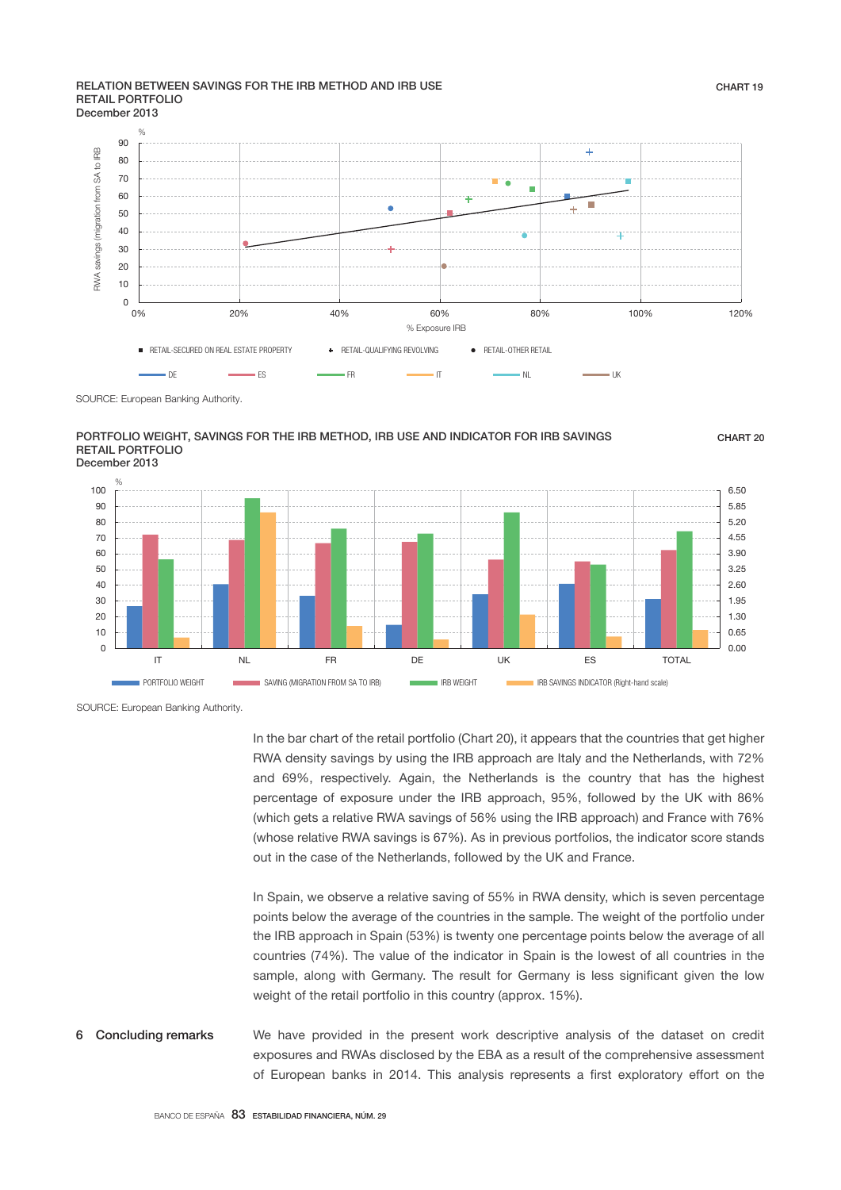RELATION BETWEEN SAVINGS FOR THE IRB METHOD AND IRB USE
RETAIL PORTFOLIO
December 2013

CHART 19

SOURCE: European Banking Authority.

PORTFOLIO WEIGHT, SAVINGS FOR THE IRB METHOD, IRB USE AND INDICATOR FOR IRB SAVINGS
RETAIL PORTFOLIO
December 2013

CHART 20

SOURCE: European Banking Authority.

In the bar chart of the retail portfolio (Chart 20), it appears that the countries that get higher RWA density savings by using the IRB approach are Italy and the Netherlands, with 72% and 69%, respectively. Again, the Netherlands is the country that has the highest percentage of exposure under the IRB approach, 95%, followed by the UK with 86% (which gets a relative RWA savings of 56% using the IRB approach) and France with 76% (whose relative RWA savings is 67%). As in previous portfolios, the indicator score stands out in the case of the Netherlands, followed by the UK and France.

In Spain, we observe a relative saving of 55% in RWA density, which is seven percentage points below the average of the countries in the sample. The weight of the portfolio under the IRB approach in Spain (53%) is twenty one percentage points below the average of all countries (74%). The value of the indicator in Spain is the lowest of all countries in the sample, along with Germany. The result for Germany is less significant given the low weight of the retail portfolio in this country (approx. 15%).

## 6 Concluding remarks

We have provided in the present work descriptive analysis of the dataset on credit exposures and RWAs disclosed by the EBA as a result of the comprehensive assessment of European banks in 2014. This analysis represents a first exploratory effort on the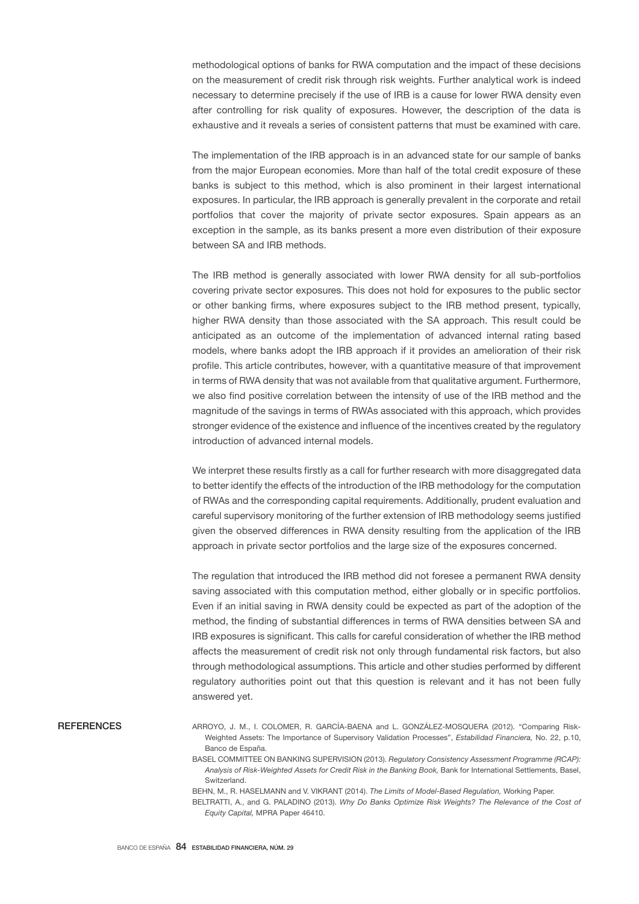methodological options of banks for RWA computation and the impact of these decisions on the measurement of credit risk through risk weights. Further analytical work is indeed necessary to determine precisely if the use of IRB is a cause for lower RWA density even after controlling for risk quality of exposures. However, the description of the data is exhaustive and it reveals a series of consistent patterns that must be examined with care.

The implementation of the IRB approach is in an advanced state for our sample of banks from the major European economies. More than half of the total credit exposure of these banks is subject to this method, which is also prominent in their largest international exposures. In particular, the IRB approach is generally prevalent in the corporate and retail portfolios that cover the majority of private sector exposures. Spain appears as an exception in the sample, as its banks present a more even distribution of their exposure between SA and IRB methods.

The IRB method is generally associated with lower RWA density for all sub-portfolios covering private sector exposures. This does not hold for exposures to the public sector or other banking firms, where exposures subject to the IRB method present, typically, higher RWA density than those associated with the SA approach. This result could be anticipated as an outcome of the implementation of advanced internal rating based models, where banks adopt the IRB approach if it provides an amelioration of their risk profile. This article contributes, however, with a quantitative measure of that improvement in terms of RWA density that was not available from that qualitative argument. Furthermore, we also find positive correlation between the intensity of use of the IRB method and the magnitude of the savings in terms of RWAs associated with this approach, which provides stronger evidence of the existence and influence of the incentives created by the regulatory introduction of advanced internal models.

We interpret these results firstly as a call for further research with more disaggregated data to better identify the effects of the introduction of the IRB methodology for the computation of RWAs and the corresponding capital requirements. Additionally, prudent evaluation and careful supervisory monitoring of the further extension of IRB methodology seems justified given the observed differences in RWA density resulting from the application of the IRB approach in private sector portfolios and the large size of the exposures concerned.

The regulation that introduced the IRB method did not foresee a permanent RWA density saving associated with this computation method, either globally or in specific portfolios. Even if an initial saving in RWA density could be expected as part of the adoption of the method, the finding of substantial differences in terms of RWA densities between SA and IRB exposures is significant. This calls for careful consideration of whether the IRB method affects the measurement of credit risk not only through fundamental risk factors, but also through methodological assumptions. This article and other studies performed by different regulatory authorities point out that this question is relevant and it has not been fully answered yet.

## REFERENCES

ARROYO, J. M., I. COLOMER, R. GARCÍA-BAENA and L. GONZÁLEZ-MOSQUERA (2012). "Comparing Risk-Weighted Assets: The Importance of Supervisory Validation Processes", *Estabilidad Financiera,* No. 22, p.10, Banco de España.

BASEL COMMITTEE ON BANKING SUPERVISION (2013). *Regulatory Consistency Assessment Programme (RCAP): Analysis of Risk-Weighted Assets for Credit Risk in the Banking Book,* Bank for International Settlements, Basel, Switzerland.

BEHN, M., R. HASELMANN and V. VIKRANT (2014). *The Limits of Model-Based Regulation,* Working Paper.

BELTRATTI, A., and G. PALADINO (2013). *Why Do Banks Optimize Risk Weights? The Relevance of the Cost of Equity Capital,* MPRA Paper 46410.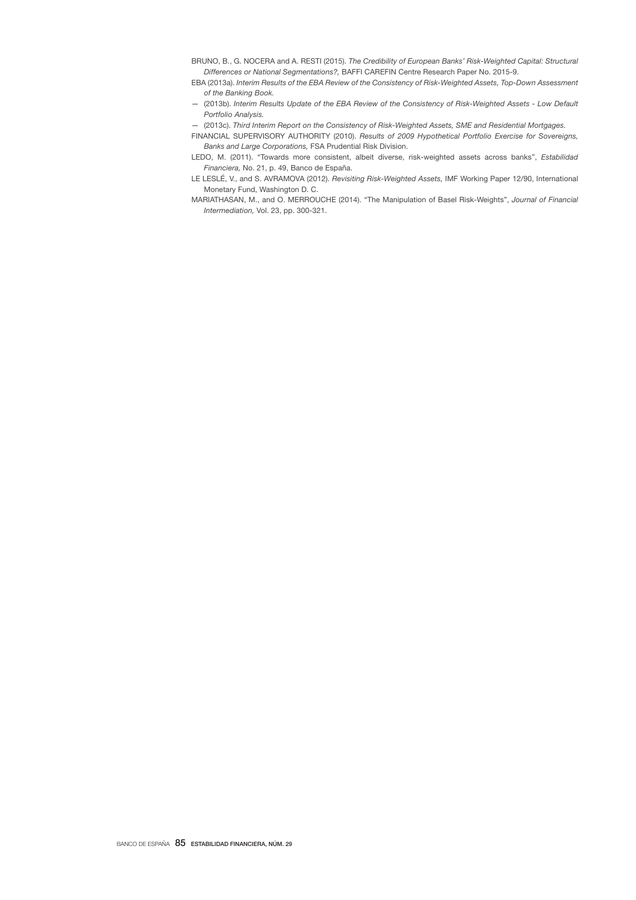BRUNO, B., G. NOCERA and A. RESTI (2015). *The Credibility of European Banks' Risk-Weighted Capital: Structural Differences or National Segmentations?,* BAFFI CAREFIN Centre Research Paper No. 2015-9.

EBA (2013a). *Interim Results of the EBA Review of the Consistency of Risk-Weighted Assets, Top-Down Assessment of the Banking Book.*

— (2013b). *Interim Results Update of the EBA Review of the Consistency of Risk-Weighted Assets - Low Default Portfolio Analysis.*

— (2013c). *Third Interim Report on the Consistency of Risk-Weighted Assets, SME and Residential Mortgages.*

FINANCIAL SUPERVISORY AUTHORITY (2010). *Results of 2009 Hypothetical Portfolio Exercise for Sovereigns, Banks and Large Corporations,* FSA Prudential Risk Division.

LEDO, M. (2011). "Towards more consistent, albeit diverse, risk-weighted assets across banks", *Estabilidad Financiera,* No. 21, p. 49, Banco de España.

LE LESLÉ, V., and S. AVRAMOVA (2012). *Revisiting Risk-Weighted Assets,* IMF Working Paper 12/90, International Monetary Fund, Washington D. C.

MARIATHASAN, M., and O. MERROUCHE (2014). "The Manipulation of Basel Risk-Weights", *Journal of Financial Intermediation,* Vol. 23, pp. 300-321.